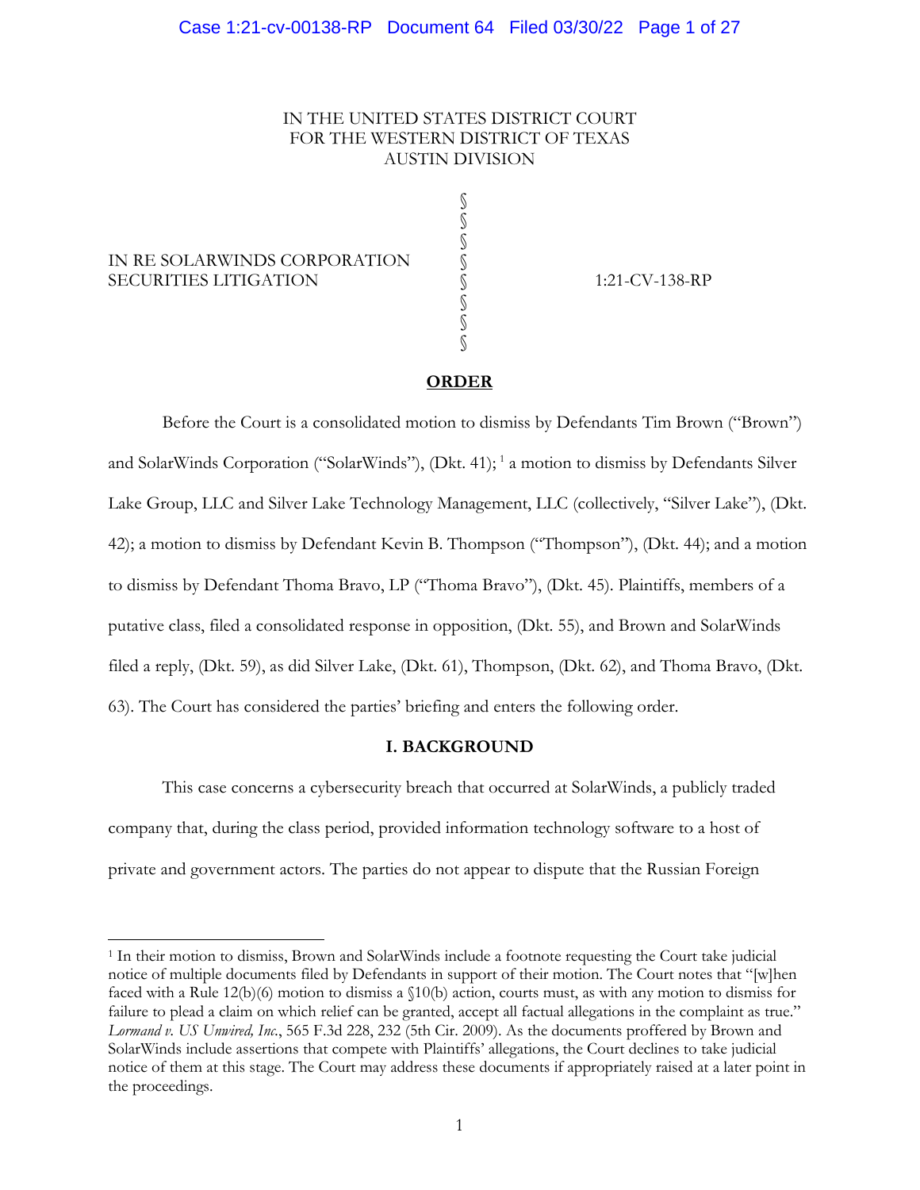IN THE UNITED STATES DISTRICT COURT
FOR THE WESTERN DISTRICT OF TEXAS
AUSTIN DIVISION

IN RE SOLARWINDS CORPORATION SECURITIES LITIGATION § 1:21-CV-138-RP

## ORDER

Before the Court is a consolidated motion to dismiss by Defendants Tim Brown ("Brown") and SolarWinds Corporation ("SolarWinds"), (Dkt. 41);[1] a motion to dismiss by Defendants Silver Lake Group, LLC and Silver Lake Technology Management, LLC (collectively, "Silver Lake"), (Dkt. 42); a motion to dismiss by Defendant Kevin B. Thompson ("Thompson"), (Dkt. 44); and a motion to dismiss by Defendant Thoma Bravo, LP ("Thoma Bravo"), (Dkt. 45). Plaintiffs, members of a putative class, filed a consolidated response in opposition, (Dkt. 55), and Brown and SolarWinds filed a reply, (Dkt. 59), as did Silver Lake, (Dkt. 61), Thompson, (Dkt. 62), and Thoma Bravo, (Dkt. 63). The Court has considered the parties' briefing and enters the following order.

## I. BACKGROUND

This case concerns a cybersecurity breach that occurred at SolarWinds, a publicly traded company that, during the class period, provided information technology software to a host of private and government actors. The parties do not appear to dispute that the Russian Foreign

[1] In their motion to dismiss, Brown and SolarWinds include a footnote requesting the Court take judicial notice of multiple documents filed by Defendants in support of their motion. The Court notes that "[w]hen faced with a Rule 12(b)(6) motion to dismiss a §10(b) action, courts must, as with any motion to dismiss for failure to plead a claim on which relief can be granted, accept all factual allegations in the complaint as true." *Lormand v. US Unwired, Inc.*, 565 F.3d 228, 232 (5th Cir. 2009). As the documents proffered by Brown and SolarWinds include assertions that compete with Plaintiffs' allegations, the Court declines to take judicial notice of them at this stage. The Court may address these documents if appropriately raised at a later point in the proceedings.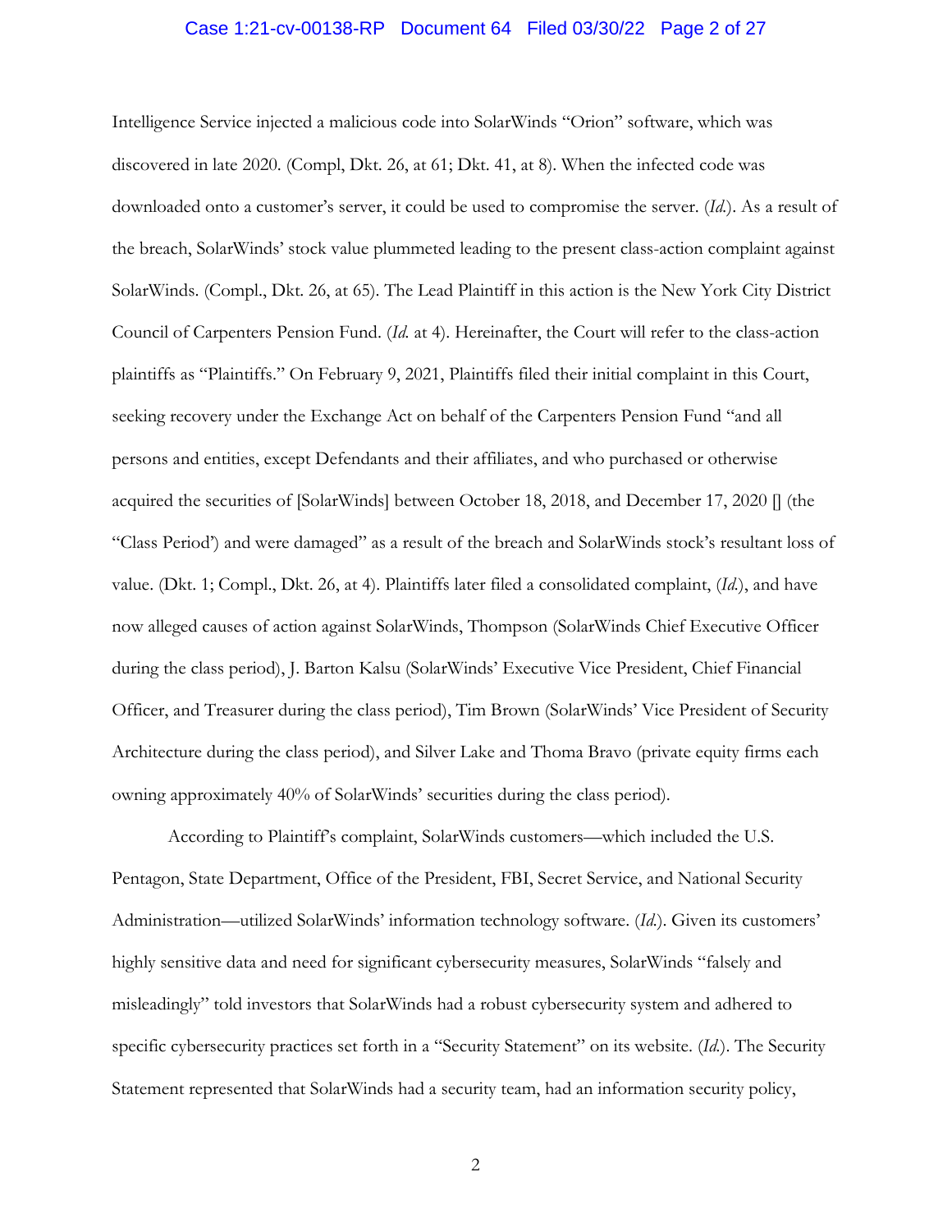Intelligence Service injected a malicious code into SolarWinds "Orion" software, which was discovered in late 2020. (Compl, Dkt. 26, at 61; Dkt. 41, at 8). When the infected code was downloaded onto a customer's server, it could be used to compromise the server. (*Id.*). As a result of the breach, SolarWinds' stock value plummeted leading to the present class-action complaint against SolarWinds. (Compl., Dkt. 26, at 65). The Lead Plaintiff in this action is the New York City District Council of Carpenters Pension Fund. (*Id.* at 4). Hereinafter, the Court will refer to the class-action plaintiffs as "Plaintiffs." On February 9, 2021, Plaintiffs filed their initial complaint in this Court, seeking recovery under the Exchange Act on behalf of the Carpenters Pension Fund "and all persons and entities, except Defendants and their affiliates, and who purchased or otherwise acquired the securities of [SolarWinds] between October 18, 2018, and December 17, 2020 [] (the "Class Period') and were damaged" as a result of the breach and SolarWinds stock's resultant loss of value. (Dkt. 1; Compl., Dkt. 26, at 4). Plaintiffs later filed a consolidated complaint, (*Id.*), and have now alleged causes of action against SolarWinds, Thompson (SolarWinds Chief Executive Officer during the class period), J. Barton Kalsu (SolarWinds' Executive Vice President, Chief Financial Officer, and Treasurer during the class period), Tim Brown (SolarWinds' Vice President of Security Architecture during the class period), and Silver Lake and Thoma Bravo (private equity firms each owning approximately 40% of SolarWinds' securities during the class period).

According to Plaintiff's complaint, SolarWinds customers—which included the U.S. Pentagon, State Department, Office of the President, FBI, Secret Service, and National Security Administration—utilized SolarWinds' information technology software. (*Id.*). Given its customers' highly sensitive data and need for significant cybersecurity measures, SolarWinds "falsely and misleadingly" told investors that SolarWinds had a robust cybersecurity system and adhered to specific cybersecurity practices set forth in a "Security Statement" on its website. (*Id.*). The Security Statement represented that SolarWinds had a security team, had an information security policy,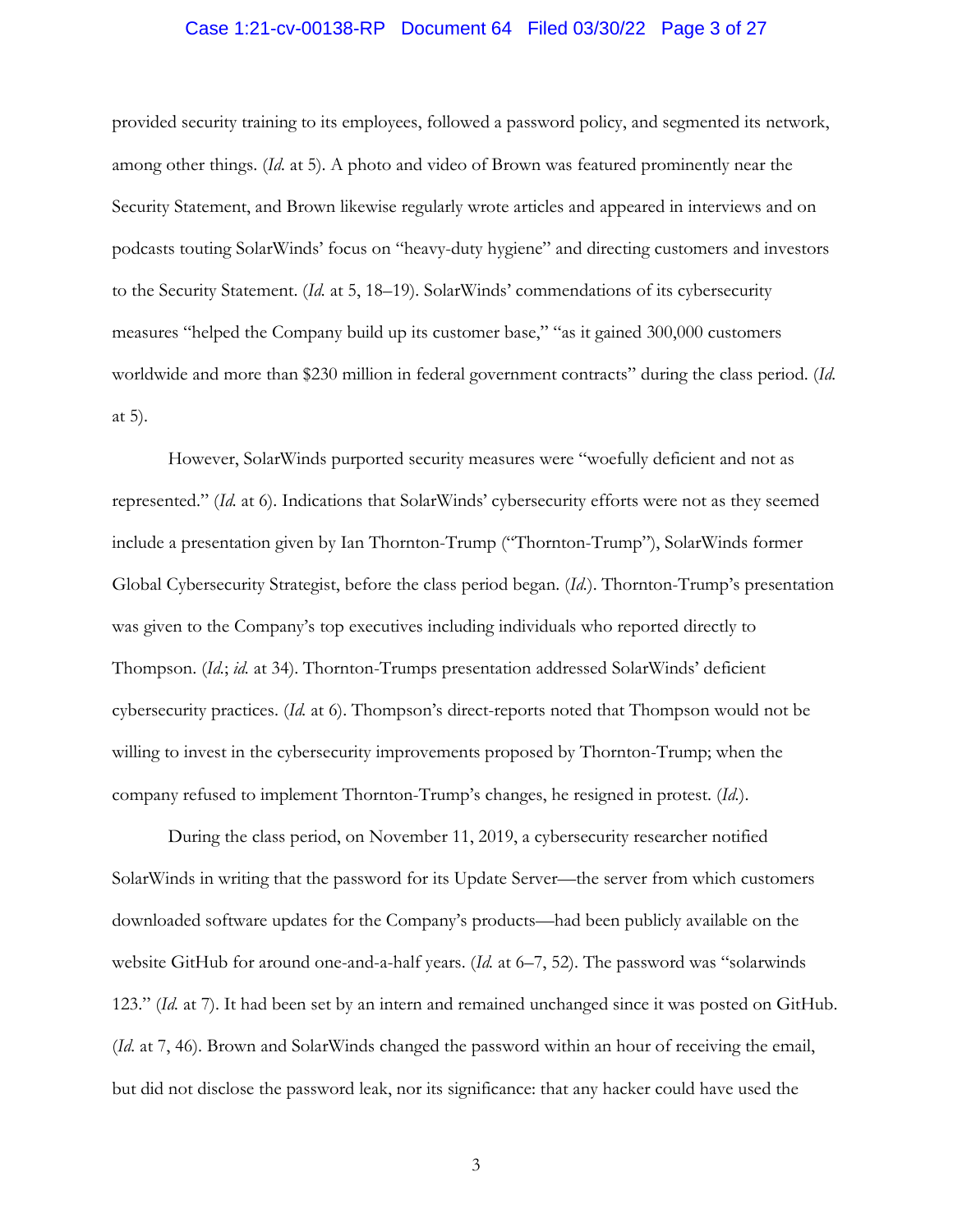provided security training to its employees, followed a password policy, and segmented its network, among other things. (*Id.* at 5). A photo and video of Brown was featured prominently near the Security Statement, and Brown likewise regularly wrote articles and appeared in interviews and on podcasts touting SolarWinds' focus on "heavy-duty hygiene" and directing customers and investors to the Security Statement. (*Id.* at 5, 18–19). SolarWinds' commendations of its cybersecurity measures "helped the Company build up its customer base," "as it gained 300,000 customers worldwide and more than $230 million in federal government contracts" during the class period. (*Id.* at 5).

However, SolarWinds purported security measures were "woefully deficient and not as represented." (*Id.* at 6). Indications that SolarWinds' cybersecurity efforts were not as they seemed include a presentation given by Ian Thornton-Trump ("Thornton-Trump"), SolarWinds former Global Cybersecurity Strategist, before the class period began. (*Id.*). Thornton-Trump's presentation was given to the Company's top executives including individuals who reported directly to Thompson. (*Id.*; *id.* at 34). Thornton-Trumps presentation addressed SolarWinds' deficient cybersecurity practices. (*Id.* at 6). Thompson's direct-reports noted that Thompson would not be willing to invest in the cybersecurity improvements proposed by Thornton-Trump; when the company refused to implement Thornton-Trump's changes, he resigned in protest. (*Id.*).

During the class period, on November 11, 2019, a cybersecurity researcher notified SolarWinds in writing that the password for its Update Server—the server from which customers downloaded software updates for the Company's products—had been publicly available on the website GitHub for around one-and-a-half years. (*Id.* at 6–7, 52). The password was "solarwinds 123." (*Id.* at 7). It had been set by an intern and remained unchanged since it was posted on GitHub. (*Id.* at 7, 46). Brown and SolarWinds changed the password within an hour of receiving the email, but did not disclose the password leak, nor its significance: that any hacker could have used the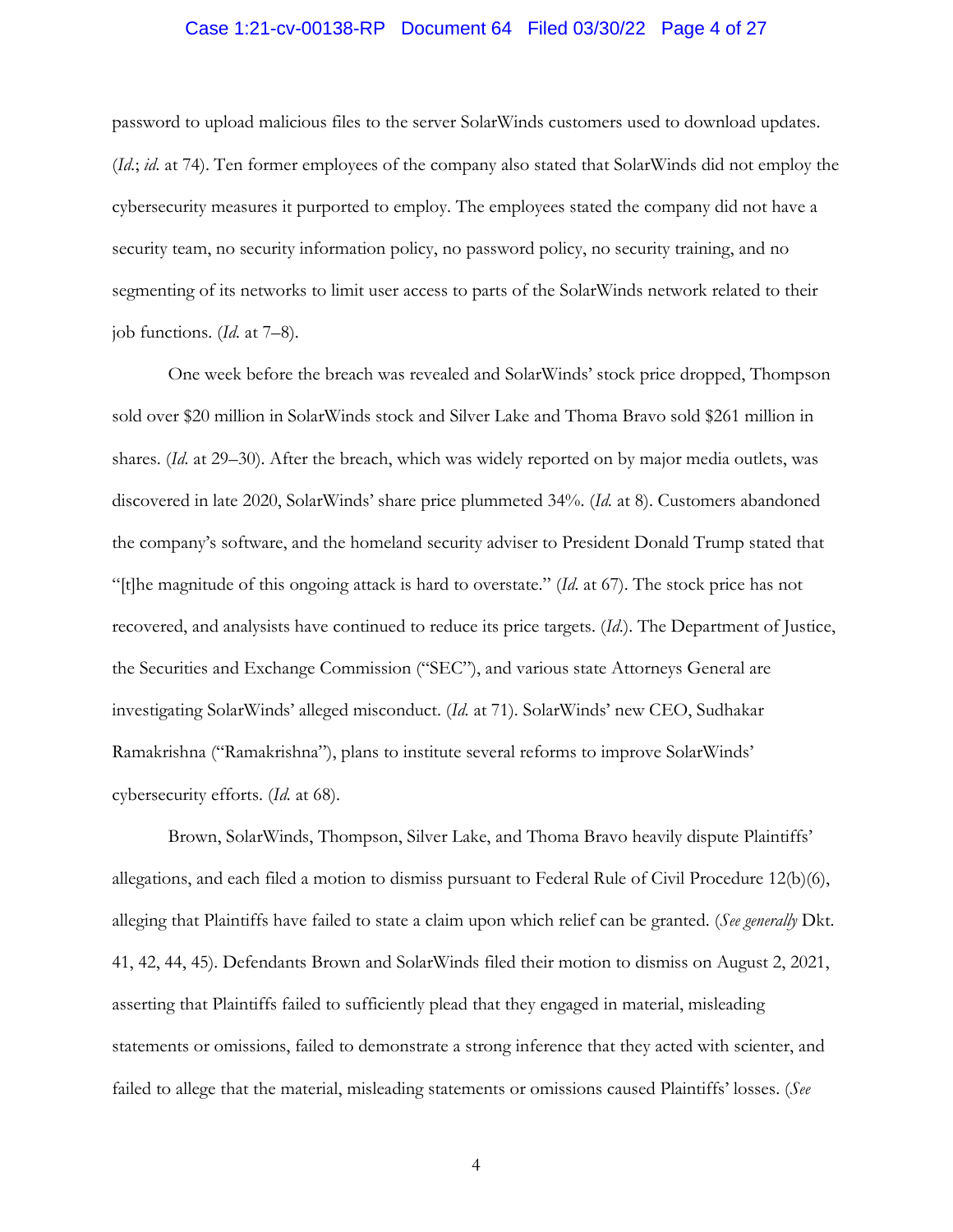password to upload malicious files to the server SolarWinds customers used to download updates. (*Id.*; *id.* at 74). Ten former employees of the company also stated that SolarWinds did not employ the cybersecurity measures it purported to employ. The employees stated the company did not have a security team, no security information policy, no password policy, no security training, and no segmenting of its networks to limit user access to parts of the SolarWinds network related to their job functions. (*Id.* at 7–8).

One week before the breach was revealed and SolarWinds' stock price dropped, Thompson sold over $20 million in SolarWinds stock and Silver Lake and Thoma Bravo sold $261 million in shares. (*Id.* at 29–30). After the breach, which was widely reported on by major media outlets, was discovered in late 2020, SolarWinds' share price plummeted 34%. (*Id.* at 8). Customers abandoned the company's software, and the homeland security adviser to President Donald Trump stated that "[t]he magnitude of this ongoing attack is hard to overstate." (*Id.* at 67). The stock price has not recovered, and analysists have continued to reduce its price targets. (*Id.*). The Department of Justice, the Securities and Exchange Commission ("SEC"), and various state Attorneys General are investigating SolarWinds' alleged misconduct. (*Id.* at 71). SolarWinds' new CEO, Sudhakar Ramakrishna ("Ramakrishna"), plans to institute several reforms to improve SolarWinds' cybersecurity efforts. (*Id.* at 68).

Brown, SolarWinds, Thompson, Silver Lake, and Thoma Bravo heavily dispute Plaintiffs' allegations, and each filed a motion to dismiss pursuant to Federal Rule of Civil Procedure 12(b)(6), alleging that Plaintiffs have failed to state a claim upon which relief can be granted. (*See generally* Dkt. 41, 42, 44, 45). Defendants Brown and SolarWinds filed their motion to dismiss on August 2, 2021, asserting that Plaintiffs failed to sufficiently plead that they engaged in material, misleading statements or omissions, failed to demonstrate a strong inference that they acted with scienter, and failed to allege that the material, misleading statements or omissions caused Plaintiffs' losses. (*See*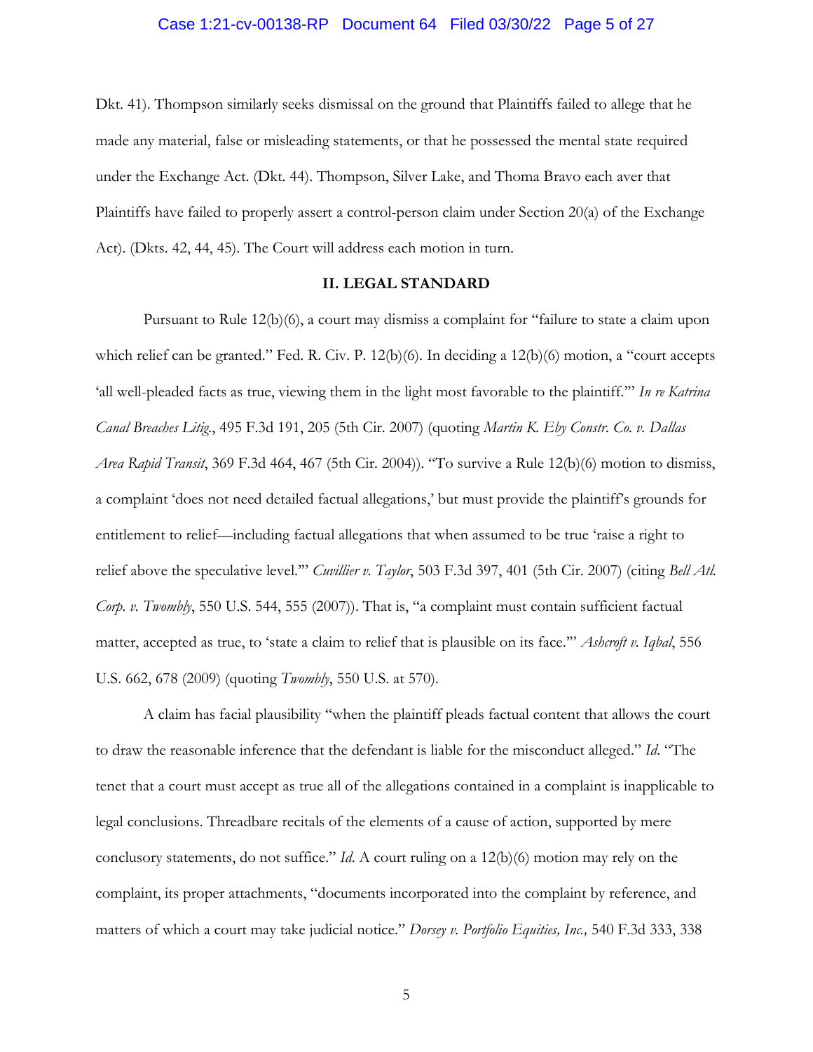Dkt. 41). Thompson similarly seeks dismissal on the ground that Plaintiffs failed to allege that he made any material, false or misleading statements, or that he possessed the mental state required under the Exchange Act. (Dkt. 44). Thompson, Silver Lake, and Thoma Bravo each aver that Plaintiffs have failed to properly assert a control-person claim under Section 20(a) of the Exchange Act). (Dkts. 42, 44, 45). The Court will address each motion in turn.

## II. LEGAL STANDARD

Pursuant to Rule 12(b)(6), a court may dismiss a complaint for "failure to state a claim upon which relief can be granted." Fed. R. Civ. P. 12(b)(6). In deciding a 12(b)(6) motion, a "court accepts 'all well-pleaded facts as true, viewing them in the light most favorable to the plaintiff.'" *In re Katrina Canal Breaches Litig.*, 495 F.3d 191, 205 (5th Cir. 2007) (quoting *Martin K. Eby Constr. Co. v. Dallas Area Rapid Transit*, 369 F.3d 464, 467 (5th Cir. 2004)). "To survive a Rule 12(b)(6) motion to dismiss, a complaint 'does not need detailed factual allegations,' but must provide the plaintiff's grounds for entitlement to relief—including factual allegations that when assumed to be true 'raise a right to relief above the speculative level.'" *Cuvillier v. Taylor*, 503 F.3d 397, 401 (5th Cir. 2007) (citing *Bell Atl. Corp. v. Twombly*, 550 U.S. 544, 555 (2007)). That is, "a complaint must contain sufficient factual matter, accepted as true, to 'state a claim to relief that is plausible on its face.'" *Ashcroft v. Iqbal*, 556 U.S. 662, 678 (2009) (quoting *Twombly*, 550 U.S. at 570).

A claim has facial plausibility "when the plaintiff pleads factual content that allows the court to draw the reasonable inference that the defendant is liable for the misconduct alleged." *Id.* "The tenet that a court must accept as true all of the allegations contained in a complaint is inapplicable to legal conclusions. Threadbare recitals of the elements of a cause of action, supported by mere conclusory statements, do not suffice." *Id.* A court ruling on a 12(b)(6) motion may rely on the complaint, its proper attachments, "documents incorporated into the complaint by reference, and matters of which a court may take judicial notice." *Dorsey v. Portfolio Equities, Inc.,* 540 F.3d 333, 338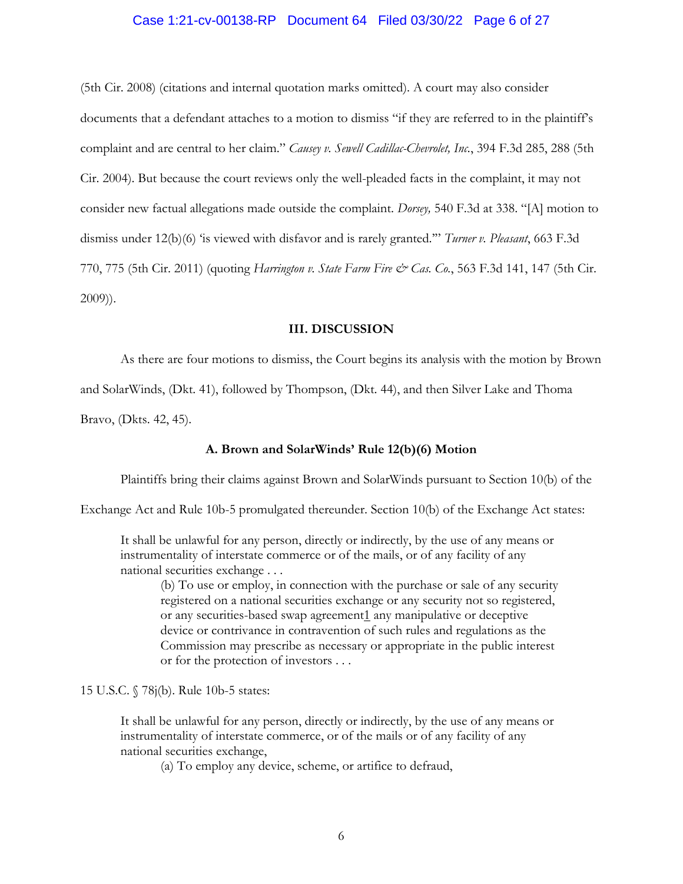(5th Cir. 2008) (citations and internal quotation marks omitted). A court may also consider documents that a defendant attaches to a motion to dismiss "if they are referred to in the plaintiff's complaint and are central to her claim." *Causey v. Sewell Cadillac-Chevrolet, Inc.*, 394 F.3d 285, 288 (5th Cir. 2004). But because the court reviews only the well-pleaded facts in the complaint, it may not consider new factual allegations made outside the complaint. *Dorsey,* 540 F.3d at 338. "[A] motion to dismiss under 12(b)(6) 'is viewed with disfavor and is rarely granted.'" *Turner v. Pleasant*, 663 F.3d 770, 775 (5th Cir. 2011) (quoting *Harrington v. State Farm Fire & Cas. Co.*, 563 F.3d 141, 147 (5th Cir. 2009)).

### III. DISCUSSION

As there are four motions to dismiss, the Court begins its analysis with the motion by Brown and SolarWinds, (Dkt. 41), followed by Thompson, (Dkt. 44), and then Silver Lake and Thoma Bravo, (Dkts. 42, 45).

#### A. Brown and SolarWinds' Rule 12(b)(6) Motion

Plaintiffs bring their claims against Brown and SolarWinds pursuant to Section 10(b) of the Exchange Act and Rule 10b-5 promulgated thereunder. Section 10(b) of the Exchange Act states:

> It shall be unlawful for any person, directly or indirectly, by the use of any means or instrumentality of interstate commerce or of the mails, or of any facility of any national securities exchange . . .
>
> (b) To use or employ, in connection with the purchase or sale of any security registered on a national securities exchange or any security not so registered, or any securities-based swap agreement1 any manipulative or deceptive device or contrivance in contravention of such rules and regulations as the Commission may prescribe as necessary or appropriate in the public interest or for the protection of investors . . .

15 U.S.C. § 78j(b). Rule 10b-5 states:

> It shall be unlawful for any person, directly or indirectly, by the use of any means or instrumentality of interstate commerce, or of the mails or of any facility of any national securities exchange,
>
> (a) To employ any device, scheme, or artifice to defraud,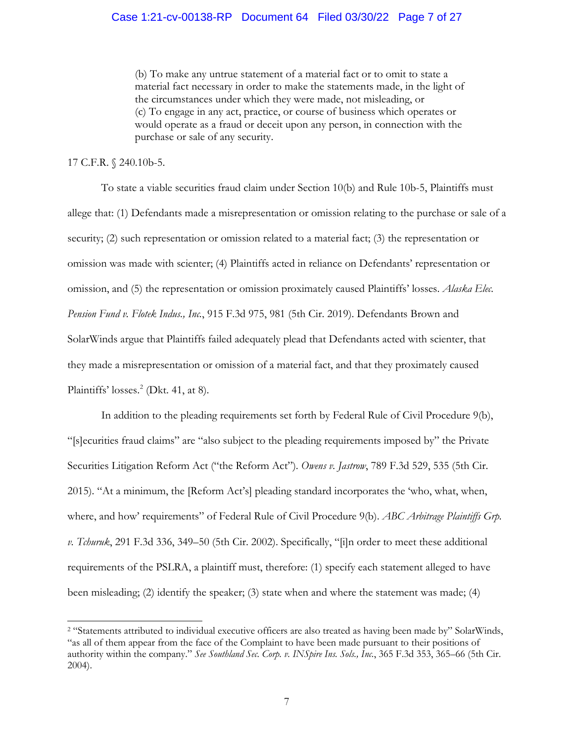> (b) To make any untrue statement of a material fact or to omit to state a material fact necessary in order to make the statements made, in the light of the circumstances under which they were made, not misleading, or
> (c) To engage in any act, practice, or course of business which operates or would operate as a fraud or deceit upon any person, in connection with the purchase or sale of any security.

17 C.F.R. § 240.10b-5.

To state a viable securities fraud claim under Section 10(b) and Rule 10b-5, Plaintiffs must allege that: (1) Defendants made a misrepresentation or omission relating to the purchase or sale of a security; (2) such representation or omission related to a material fact; (3) the representation or omission was made with scienter; (4) Plaintiffs acted in reliance on Defendants' representation or omission, and (5) the representation or omission proximately caused Plaintiffs' losses. *Alaska Elec. Pension Fund v. Flotek Indus., Inc.*, 915 F.3d 975, 981 (5th Cir. 2019). Defendants Brown and SolarWinds argue that Plaintiffs failed adequately plead that Defendants acted with scienter, that they made a misrepresentation or omission of a material fact, and that they proximately caused Plaintiffs' losses.[2] (Dkt. 41, at 8).

In addition to the pleading requirements set forth by Federal Rule of Civil Procedure 9(b), "[s]ecurities fraud claims" are "also subject to the pleading requirements imposed by" the Private Securities Litigation Reform Act ("the Reform Act"). *Owens v. Jastrow*, 789 F.3d 529, 535 (5th Cir. 2015). "At a minimum, the [Reform Act's] pleading standard incorporates the 'who, what, when, where, and how' requirements" of Federal Rule of Civil Procedure 9(b). *ABC Arbitrage Plaintiffs Grp. v. Tchuruk*, 291 F.3d 336, 349–50 (5th Cir. 2002). Specifically, "[i]n order to meet these additional requirements of the PSLRA, a plaintiff must, therefore: (1) specify each statement alleged to have been misleading; (2) identify the speaker; (3) state when and where the statement was made; (4)

---

[2] "Statements attributed to individual executive officers are also treated as having been made by" SolarWinds, "as all of them appear from the face of the Complaint to have been made pursuant to their positions of authority within the company." *See Southland Sec. Corp. v. INSpire Ins. Sols., Inc.*, 365 F.3d 353, 365–66 (5th Cir. 2004).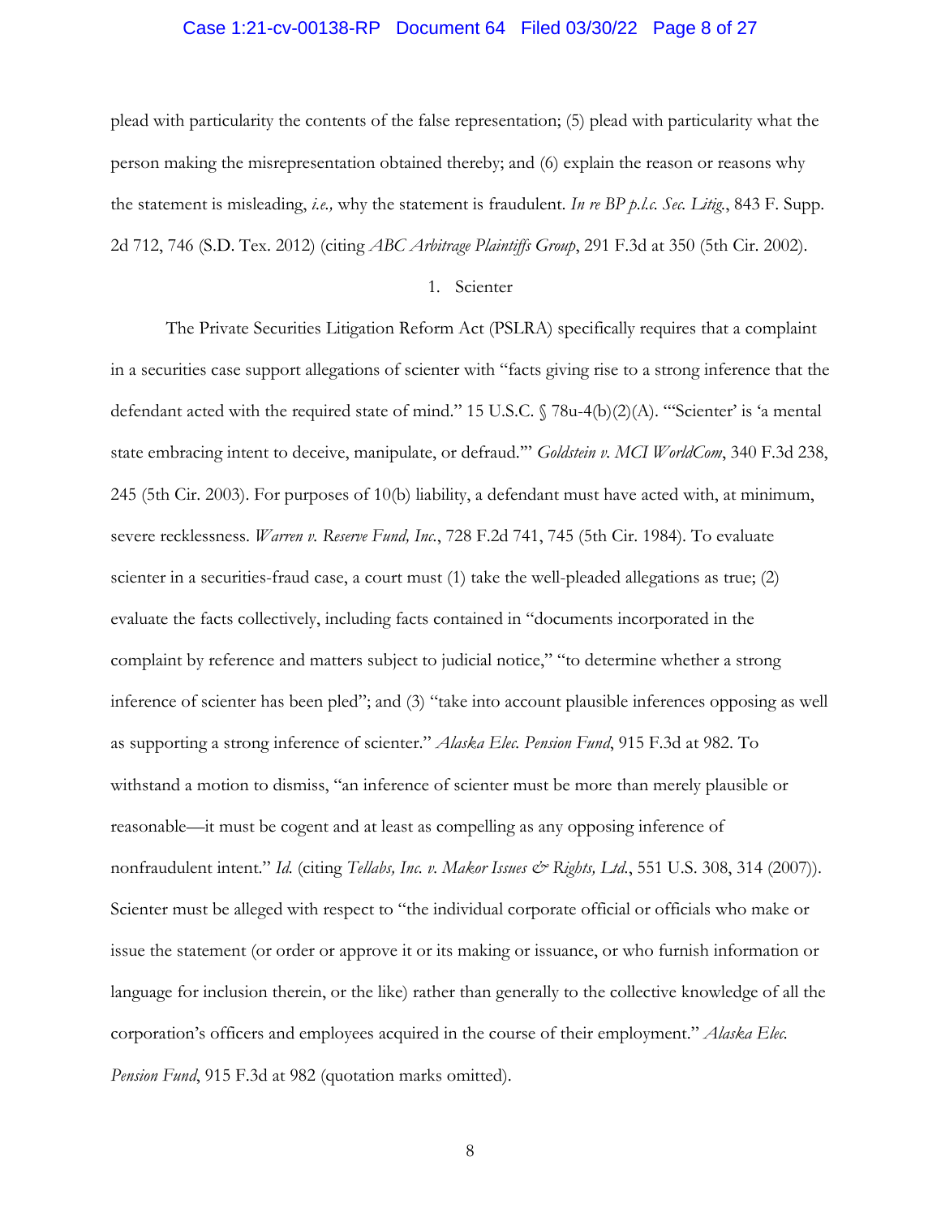plead with particularity the contents of the false representation; (5) plead with particularity what the person making the misrepresentation obtained thereby; and (6) explain the reason or reasons why the statement is misleading, *i.e.,* why the statement is fraudulent. *In re BP p.l.c. Sec. Litig.*, 843 F. Supp. 2d 712, 746 (S.D. Tex. 2012) (citing *ABC Arbitrage Plaintiffs Group*, 291 F.3d at 350 (5th Cir. 2002).

1. Scienter

The Private Securities Litigation Reform Act (PSLRA) specifically requires that a complaint in a securities case support allegations of scienter with "facts giving rise to a strong inference that the defendant acted with the required state of mind." 15 U.S.C. § 78u-4(b)(2)(A). "'Scienter' is 'a mental state embracing intent to deceive, manipulate, or defraud.'" *Goldstein v. MCI WorldCom*, 340 F.3d 238, 245 (5th Cir. 2003). For purposes of 10(b) liability, a defendant must have acted with, at minimum, severe recklessness. *Warren v. Reserve Fund, Inc.*, 728 F.2d 741, 745 (5th Cir. 1984). To evaluate scienter in a securities-fraud case, a court must (1) take the well-pleaded allegations as true; (2) evaluate the facts collectively, including facts contained in "documents incorporated in the complaint by reference and matters subject to judicial notice," "to determine whether a strong inference of scienter has been pled"; and (3) "take into account plausible inferences opposing as well as supporting a strong inference of scienter." *Alaska Elec. Pension Fund*, 915 F.3d at 982. To withstand a motion to dismiss, "an inference of scienter must be more than merely plausible or reasonable—it must be cogent and at least as compelling as any opposing inference of nonfraudulent intent." *Id.* (citing *Tellabs, Inc. v. Makor Issues & Rights, Ltd.*, 551 U.S. 308, 314 (2007)). Scienter must be alleged with respect to "the individual corporate official or officials who make or issue the statement (or order or approve it or its making or issuance, or who furnish information or language for inclusion therein, or the like) rather than generally to the collective knowledge of all the corporation's officers and employees acquired in the course of their employment." *Alaska Elec. Pension Fund*, 915 F.3d at 982 (quotation marks omitted).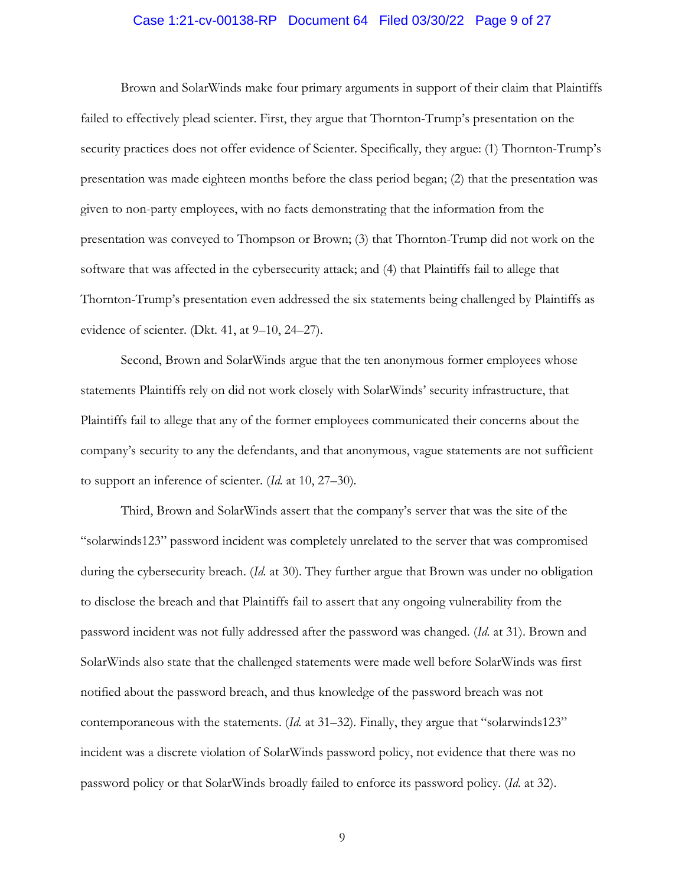Brown and SolarWinds make four primary arguments in support of their claim that Plaintiffs failed to effectively plead scienter. First, they argue that Thornton-Trump's presentation on the security practices does not offer evidence of Scienter. Specifically, they argue: (1) Thornton-Trump's presentation was made eighteen months before the class period began; (2) that the presentation was given to non-party employees, with no facts demonstrating that the information from the presentation was conveyed to Thompson or Brown; (3) that Thornton-Trump did not work on the software that was affected in the cybersecurity attack; and (4) that Plaintiffs fail to allege that Thornton-Trump's presentation even addressed the six statements being challenged by Plaintiffs as evidence of scienter. (Dkt. 41, at 9–10, 24–27).

Second, Brown and SolarWinds argue that the ten anonymous former employees whose statements Plaintiffs rely on did not work closely with SolarWinds' security infrastructure, that Plaintiffs fail to allege that any of the former employees communicated their concerns about the company's security to any the defendants, and that anonymous, vague statements are not sufficient to support an inference of scienter. (*Id.* at 10, 27–30).

Third, Brown and SolarWinds assert that the company's server that was the site of the "solarwinds123" password incident was completely unrelated to the server that was compromised during the cybersecurity breach. (*Id.* at 30). They further argue that Brown was under no obligation to disclose the breach and that Plaintiffs fail to assert that any ongoing vulnerability from the password incident was not fully addressed after the password was changed. (*Id.* at 31). Brown and SolarWinds also state that the challenged statements were made well before SolarWinds was first notified about the password breach, and thus knowledge of the password breach was not contemporaneous with the statements. (*Id.* at 31–32). Finally, they argue that "solarwinds123" incident was a discrete violation of SolarWinds password policy, not evidence that there was no password policy or that SolarWinds broadly failed to enforce its password policy. (*Id.* at 32).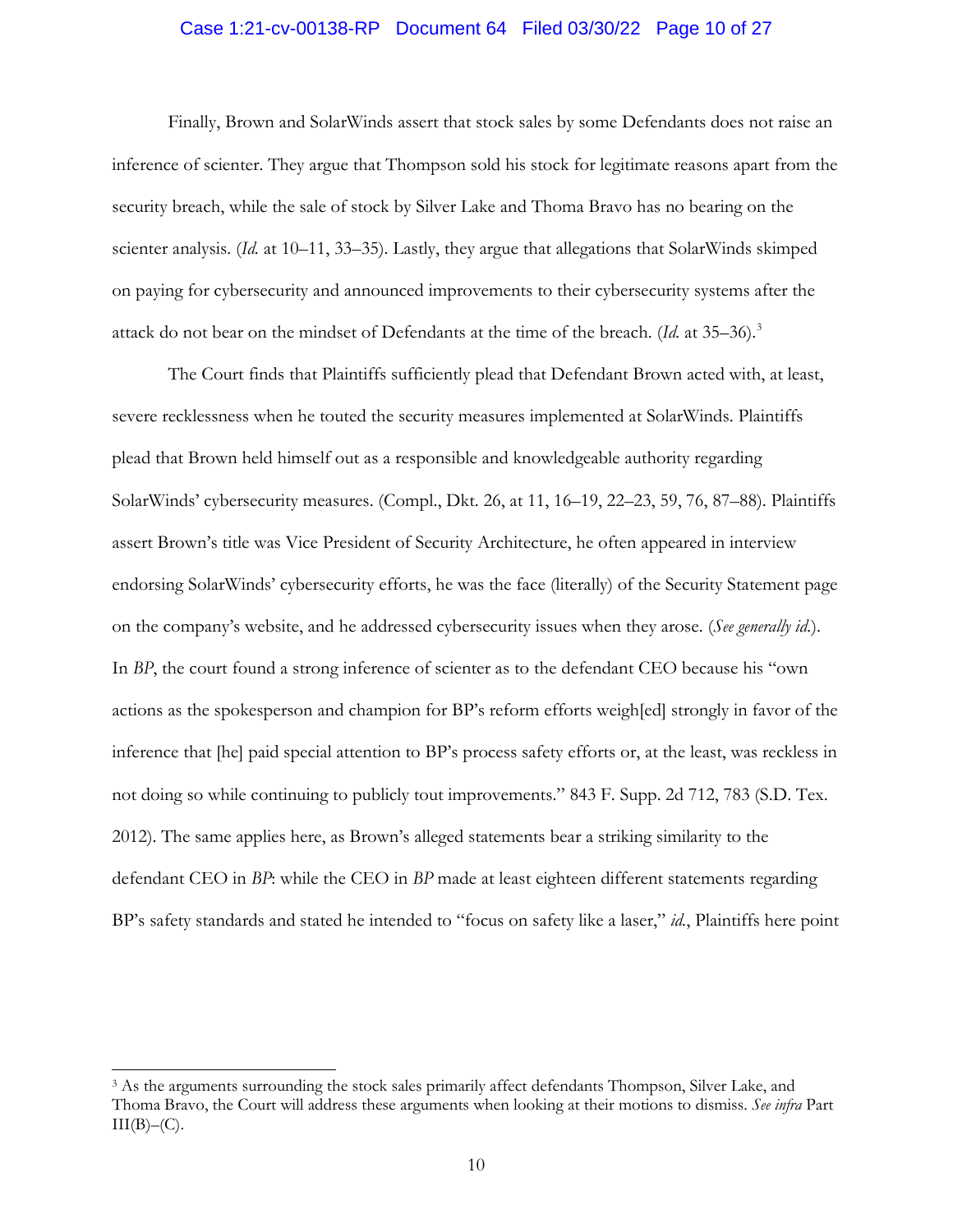Finally, Brown and SolarWinds assert that stock sales by some Defendants does not raise an inference of scienter. They argue that Thompson sold his stock for legitimate reasons apart from the security breach, while the sale of stock by Silver Lake and Thoma Bravo has no bearing on the scienter analysis. (*Id.* at 10–11, 33–35). Lastly, they argue that allegations that SolarWinds skimped on paying for cybersecurity and announced improvements to their cybersecurity systems after the attack do not bear on the mindset of Defendants at the time of the breach. (*Id.* at 35–36).[3]

The Court finds that Plaintiffs sufficiently plead that Defendant Brown acted with, at least, severe recklessness when he touted the security measures implemented at SolarWinds. Plaintiffs plead that Brown held himself out as a responsible and knowledgeable authority regarding SolarWinds' cybersecurity measures. (Compl., Dkt. 26, at 11, 16–19, 22–23, 59, 76, 87–88). Plaintiffs assert Brown's title was Vice President of Security Architecture, he often appeared in interview endorsing SolarWinds' cybersecurity efforts, he was the face (literally) of the Security Statement page on the company's website, and he addressed cybersecurity issues when they arose. (*See generally id.*). In *BP*, the court found a strong inference of scienter as to the defendant CEO because his "own actions as the spokesperson and champion for BP's reform efforts weigh[ed] strongly in favor of the inference that [he] paid special attention to BP's process safety efforts or, at the least, was reckless in not doing so while continuing to publicly tout improvements." 843 F. Supp. 2d 712, 783 (S.D. Tex. 2012). The same applies here, as Brown's alleged statements bear a striking similarity to the defendant CEO in *BP*: while the CEO in *BP* made at least eighteen different statements regarding BP's safety standards and stated he intended to "focus on safety like a laser," *id.*, Plaintiffs here point

[3] As the arguments surrounding the stock sales primarily affect defendants Thompson, Silver Lake, and Thoma Bravo, the Court will address these arguments when looking at their motions to dismiss. *See infra* Part III(B)–(C).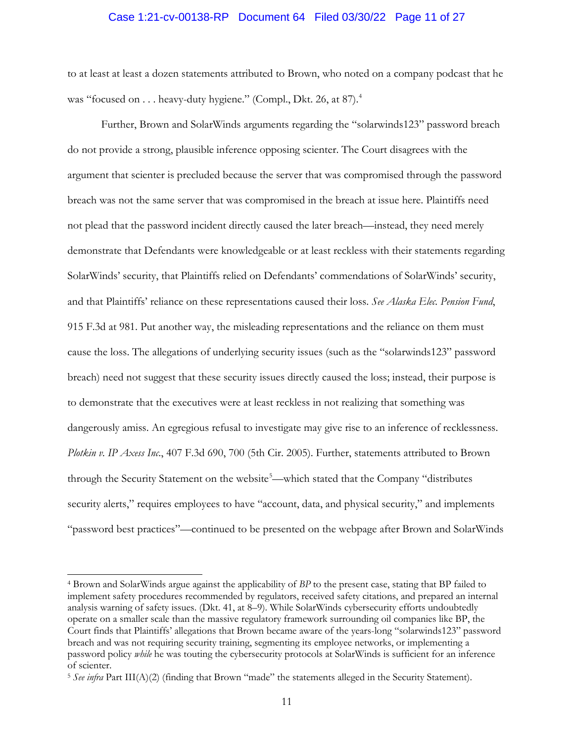to at least at least a dozen statements attributed to Brown, who noted on a company podcast that he was "focused on . . . heavy-duty hygiene." (Compl., Dkt. 26, at 87).[4]

Further, Brown and SolarWinds arguments regarding the "solarwinds123" password breach do not provide a strong, plausible inference opposing scienter. The Court disagrees with the argument that scienter is precluded because the server that was compromised through the password breach was not the same server that was compromised in the breach at issue here. Plaintiffs need not plead that the password incident directly caused the later breach—instead, they need merely demonstrate that Defendants were knowledgeable or at least reckless with their statements regarding SolarWinds' security, that Plaintiffs relied on Defendants' commendations of SolarWinds' security, and that Plaintiffs' reliance on these representations caused their loss. *See Alaska Elec. Pension Fund*, 915 F.3d at 981. Put another way, the misleading representations and the reliance on them must cause the loss. The allegations of underlying security issues (such as the "solarwinds123" password breach) need not suggest that these security issues directly caused the loss; instead, their purpose is to demonstrate that the executives were at least reckless in not realizing that something was dangerously amiss. An egregious refusal to investigate may give rise to an inference of recklessness. *Plotkin v. IP Axess Inc.*, 407 F.3d 690, 700 (5th Cir. 2005). Further, statements attributed to Brown through the Security Statement on the website[5]—which stated that the Company "distributes security alerts," requires employees to have "account, data, and physical security," and implements "password best practices"—continued to be presented on the webpage after Brown and SolarWinds

---

[4] Brown and SolarWinds argue against the applicability of *BP* to the present case, stating that BP failed to implement safety procedures recommended by regulators, received safety citations, and prepared an internal analysis warning of safety issues. (Dkt. 41, at 8–9). While SolarWinds cybersecurity efforts undoubtedly operate on a smaller scale than the massive regulatory framework surrounding oil companies like BP, the Court finds that Plaintiffs' allegations that Brown became aware of the years-long "solarwinds123" password breach and was not requiring security training, segmenting its employee networks, or implementing a password policy *while* he was touting the cybersecurity protocols at SolarWinds is sufficient for an inference of scienter.

[5] *See infra* Part III(A)(2) (finding that Brown "made" the statements alleged in the Security Statement).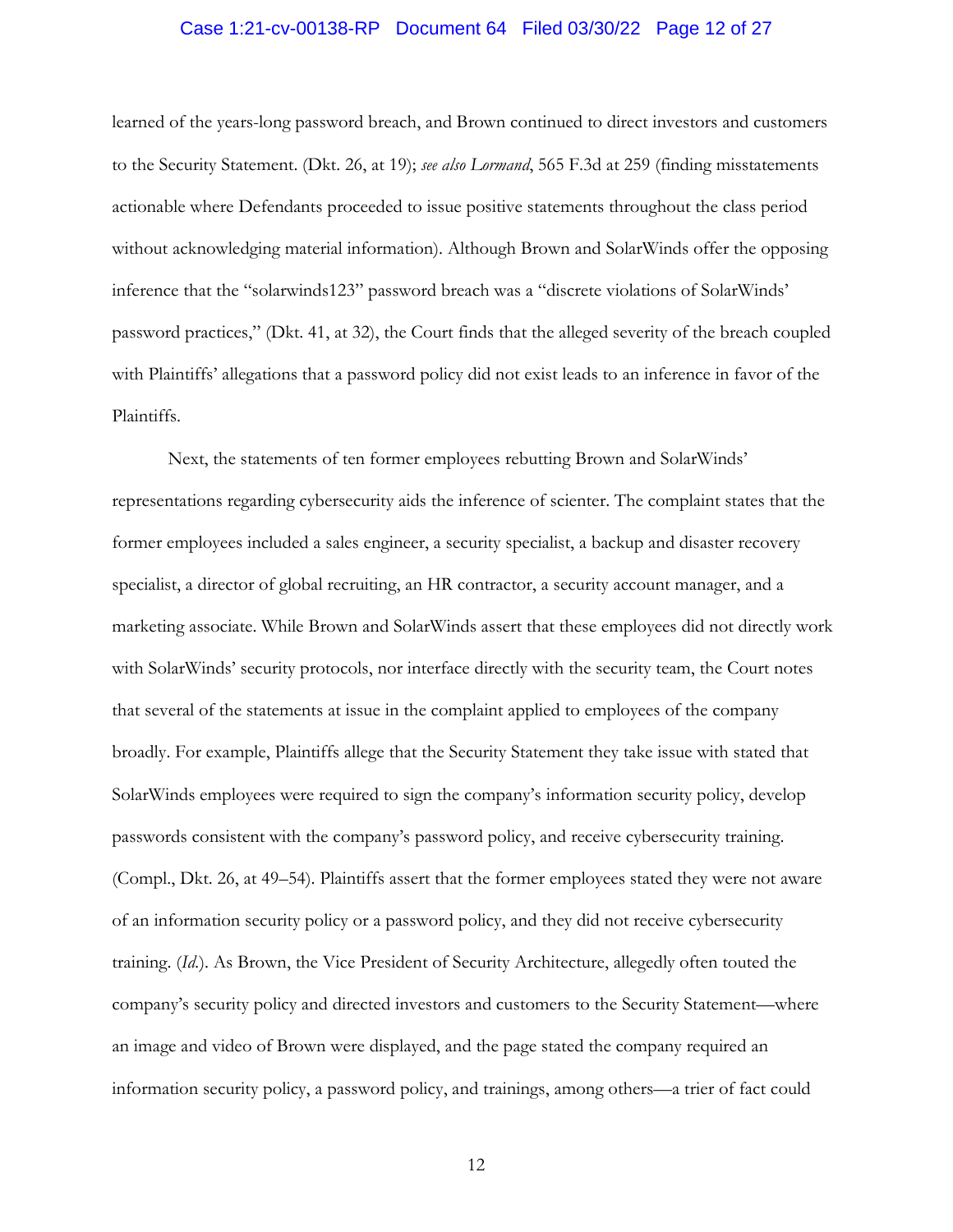learned of the years-long password breach, and Brown continued to direct investors and customers to the Security Statement. (Dkt. 26, at 19); *see also Lormand*, 565 F.3d at 259 (finding misstatements actionable where Defendants proceeded to issue positive statements throughout the class period without acknowledging material information). Although Brown and SolarWinds offer the opposing inference that the "solarwinds123" password breach was a "discrete violations of SolarWinds' password practices," (Dkt. 41, at 32), the Court finds that the alleged severity of the breach coupled with Plaintiffs' allegations that a password policy did not exist leads to an inference in favor of the Plaintiffs.

Next, the statements of ten former employees rebutting Brown and SolarWinds' representations regarding cybersecurity aids the inference of scienter. The complaint states that the former employees included a sales engineer, a security specialist, a backup and disaster recovery specialist, a director of global recruiting, an HR contractor, a security account manager, and a marketing associate. While Brown and SolarWinds assert that these employees did not directly work with SolarWinds' security protocols, nor interface directly with the security team, the Court notes that several of the statements at issue in the complaint applied to employees of the company broadly. For example, Plaintiffs allege that the Security Statement they take issue with stated that SolarWinds employees were required to sign the company's information security policy, develop passwords consistent with the company's password policy, and receive cybersecurity training. (Compl., Dkt. 26, at 49–54). Plaintiffs assert that the former employees stated they were not aware of an information security policy or a password policy, and they did not receive cybersecurity training. (*Id.*). As Brown, the Vice President of Security Architecture, allegedly often touted the company's security policy and directed investors and customers to the Security Statement—where an image and video of Brown were displayed, and the page stated the company required an information security policy, a password policy, and trainings, among others—a trier of fact could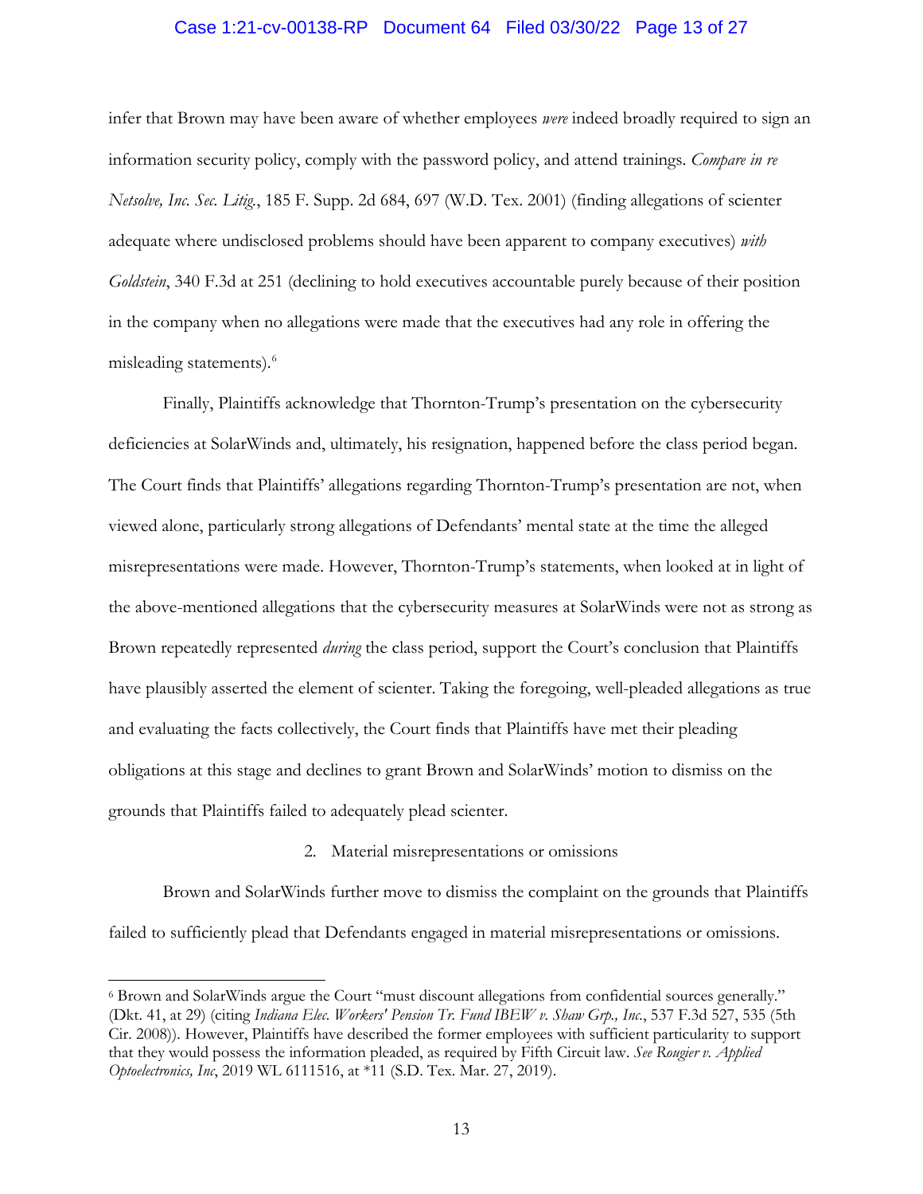infer that Brown may have been aware of whether employees *were* indeed broadly required to sign an information security policy, comply with the password policy, and attend trainings. *Compare in re Netsolve, Inc. Sec. Litig.*, 185 F. Supp. 2d 684, 697 (W.D. Tex. 2001) (finding allegations of scienter adequate where undisclosed problems should have been apparent to company executives) *with Goldstein*, 340 F.3d at 251 (declining to hold executives accountable purely because of their position in the company when no allegations were made that the executives had any role in offering the misleading statements).[6]

Finally, Plaintiffs acknowledge that Thornton-Trump's presentation on the cybersecurity deficiencies at SolarWinds and, ultimately, his resignation, happened before the class period began. The Court finds that Plaintiffs' allegations regarding Thornton-Trump's presentation are not, when viewed alone, particularly strong allegations of Defendants' mental state at the time the alleged misrepresentations were made. However, Thornton-Trump's statements, when looked at in light of the above-mentioned allegations that the cybersecurity measures at SolarWinds were not as strong as Brown repeatedly represented *during* the class period, support the Court's conclusion that Plaintiffs have plausibly asserted the element of scienter. Taking the foregoing, well-pleaded allegations as true and evaluating the facts collectively, the Court finds that Plaintiffs have met their pleading obligations at this stage and declines to grant Brown and SolarWinds' motion to dismiss on the grounds that Plaintiffs failed to adequately plead scienter.

2. Material misrepresentations or omissions

Brown and SolarWinds further move to dismiss the complaint on the grounds that Plaintiffs failed to sufficiently plead that Defendants engaged in material misrepresentations or omissions.

---

[6] Brown and SolarWinds argue the Court "must discount allegations from confidential sources generally." (Dkt. 41, at 29) (citing *Indiana Elec. Workers' Pension Tr. Fund IBEW v. Shaw Grp., Inc.*, 537 F.3d 527, 535 (5th Cir. 2008)). However, Plaintiffs have described the former employees with sufficient particularity to support that they would possess the information pleaded, as required by Fifth Circuit law. *See Rougier v. Applied Optoelectronics, Inc*, 2019 WL 6111516, at *11 (S.D. Tex. Mar. 27, 2019).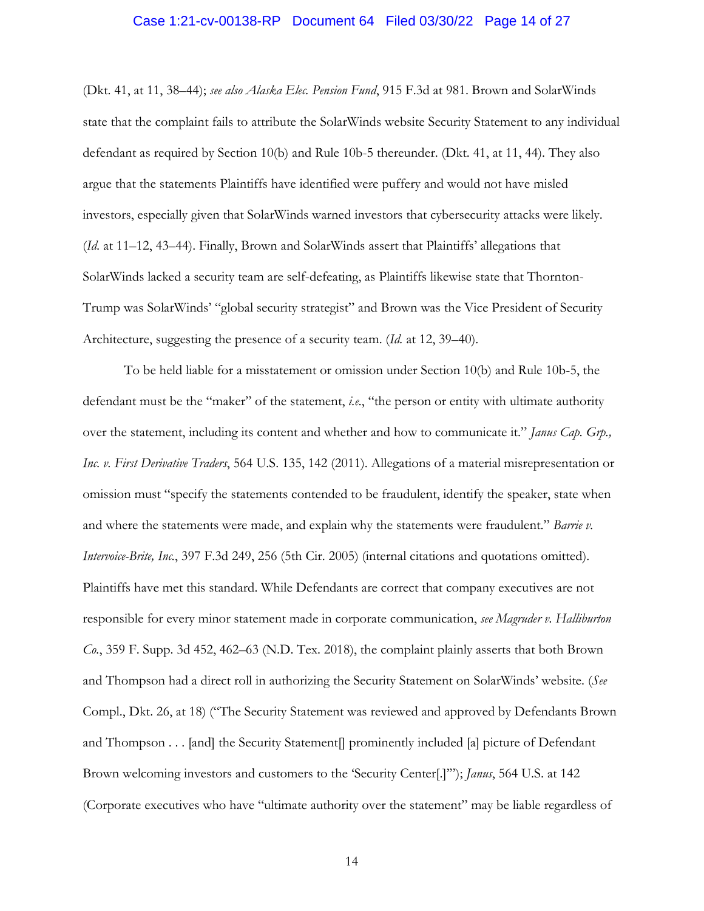(Dkt. 41, at 11, 38–44); *see also Alaska Elec. Pension Fund*, 915 F.3d at 981. Brown and SolarWinds state that the complaint fails to attribute the SolarWinds website Security Statement to any individual defendant as required by Section 10(b) and Rule 10b-5 thereunder. (Dkt. 41, at 11, 44). They also argue that the statements Plaintiffs have identified were puffery and would not have misled investors, especially given that SolarWinds warned investors that cybersecurity attacks were likely. (*Id.* at 11–12, 43–44). Finally, Brown and SolarWinds assert that Plaintiffs' allegations that SolarWinds lacked a security team are self-defeating, as Plaintiffs likewise state that Thornton-Trump was SolarWinds' "global security strategist" and Brown was the Vice President of Security Architecture, suggesting the presence of a security team. (*Id.* at 12, 39–40).

To be held liable for a misstatement or omission under Section 10(b) and Rule 10b-5, the defendant must be the "maker" of the statement, *i.e.*, "the person or entity with ultimate authority over the statement, including its content and whether and how to communicate it." *Janus Cap. Grp., Inc. v. First Derivative Traders*, 564 U.S. 135, 142 (2011). Allegations of a material misrepresentation or omission must "specify the statements contended to be fraudulent, identify the speaker, state when and where the statements were made, and explain why the statements were fraudulent." *Barrie v. Intervoice-Brite, Inc.*, 397 F.3d 249, 256 (5th Cir. 2005) (internal citations and quotations omitted). Plaintiffs have met this standard. While Defendants are correct that company executives are not responsible for every minor statement made in corporate communication, *see Magruder v. Halliburton Co.*, 359 F. Supp. 3d 452, 462–63 (N.D. Tex. 2018), the complaint plainly asserts that both Brown and Thompson had a direct roll in authorizing the Security Statement on SolarWinds' website. (*See* Compl., Dkt. 26, at 18) ("The Security Statement was reviewed and approved by Defendants Brown and Thompson . . . [and] the Security Statement[] prominently included [a] picture of Defendant Brown welcoming investors and customers to the 'Security Center[.]'"); *Janus*, 564 U.S. at 142 (Corporate executives who have "ultimate authority over the statement" may be liable regardless of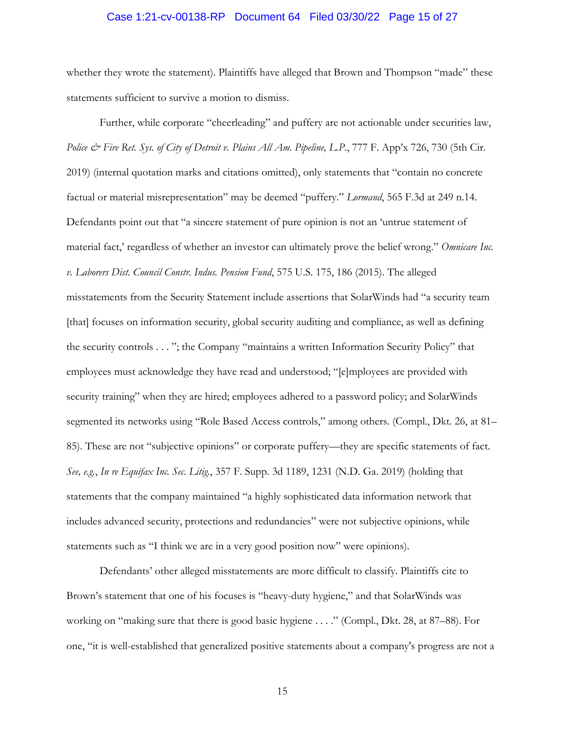whether they wrote the statement). Plaintiffs have alleged that Brown and Thompson "made" these statements sufficient to survive a motion to dismiss.

Further, while corporate "cheerleading" and puffery are not actionable under securities law, *Police & Fire Ret. Sys. of City of Detroit v. Plains All Am. Pipeline, L.P.*, 777 F. App'x 726, 730 (5th Cir. 2019) (internal quotation marks and citations omitted), only statements that "contain no concrete factual or material misrepresentation" may be deemed "puffery." *Lormand*, 565 F.3d at 249 n.14. Defendants point out that "a sincere statement of pure opinion is not an 'untrue statement of material fact,' regardless of whether an investor can ultimately prove the belief wrong." *Omnicare Inc. v. Laborers Dist. Council Constr. Indus. Pension Fund*, 575 U.S. 175, 186 (2015). The alleged misstatements from the Security Statement include assertions that SolarWinds had "a security team [that] focuses on information security, global security auditing and compliance, as well as defining the security controls . . . "; the Company "maintains a written Information Security Policy" that employees must acknowledge they have read and understood; "[e]mployees are provided with security training" when they are hired; employees adhered to a password policy; and SolarWinds segmented its networks using "Role Based Access controls," among others. (Compl., Dkt. 26, at 81–85). These are not "subjective opinions" or corporate puffery—they are specific statements of fact. *See, e.g.*, *In re Equifax Inc. Sec. Litig.*, 357 F. Supp. 3d 1189, 1231 (N.D. Ga. 2019) (holding that statements that the company maintained "a highly sophisticated data information network that includes advanced security, protections and redundancies" were not subjective opinions, while statements such as "I think we are in a very good position now" were opinions).

Defendants' other alleged misstatements are more difficult to classify. Plaintiffs cite to Brown's statement that one of his focuses is "heavy-duty hygiene," and that SolarWinds was working on "making sure that there is good basic hygiene . . . ." (Compl., Dkt. 28, at 87–88). For one, "it is well-established that generalized positive statements about a company's progress are not a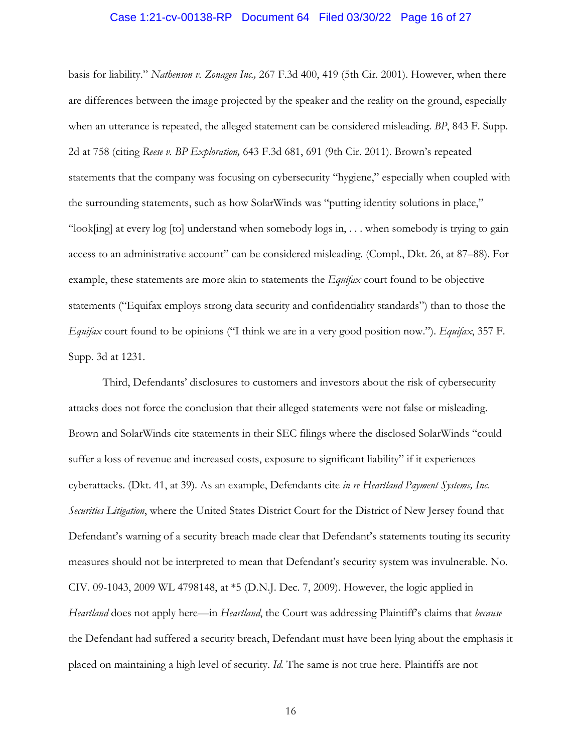basis for liability." *Nathenson v. Zonagen Inc.,* 267 F.3d 400, 419 (5th Cir. 2001). However, when there are differences between the image projected by the speaker and the reality on the ground, especially when an utterance is repeated, the alleged statement can be considered misleading. *BP*, 843 F. Supp. 2d at 758 (citing *Reese v. BP Exploration,* 643 F.3d 681, 691 (9th Cir. 2011). Brown's repeated statements that the company was focusing on cybersecurity "hygiene," especially when coupled with the surrounding statements, such as how SolarWinds was "putting identity solutions in place," "look[ing] at every log [to] understand when somebody logs in, . . . when somebody is trying to gain access to an administrative account" can be considered misleading. (Compl., Dkt. 26, at 87–88). For example, these statements are more akin to statements the *Equifax* court found to be objective statements ("Equifax employs strong data security and confidentiality standards") than to those the *Equifax* court found to be opinions ("I think we are in a very good position now."). *Equifax*, 357 F. Supp. 3d at 1231.

Third, Defendants' disclosures to customers and investors about the risk of cybersecurity attacks does not force the conclusion that their alleged statements were not false or misleading. Brown and SolarWinds cite statements in their SEC filings where the disclosed SolarWinds "could suffer a loss of revenue and increased costs, exposure to significant liability" if it experiences cyberattacks. (Dkt. 41, at 39). As an example, Defendants cite *in re Heartland Payment Systems, Inc. Securities Litigation*, where the United States District Court for the District of New Jersey found that Defendant's warning of a security breach made clear that Defendant's statements touting its security measures should not be interpreted to mean that Defendant's security system was invulnerable. No. CIV. 09-1043, 2009 WL 4798148, at *5 (D.N.J. Dec. 7, 2009). However, the logic applied in *Heartland* does not apply here—in *Heartland*, the Court was addressing Plaintiff's claims that *because* the Defendant had suffered a security breach, Defendant must have been lying about the emphasis it placed on maintaining a high level of security. *Id.* The same is not true here. Plaintiffs are not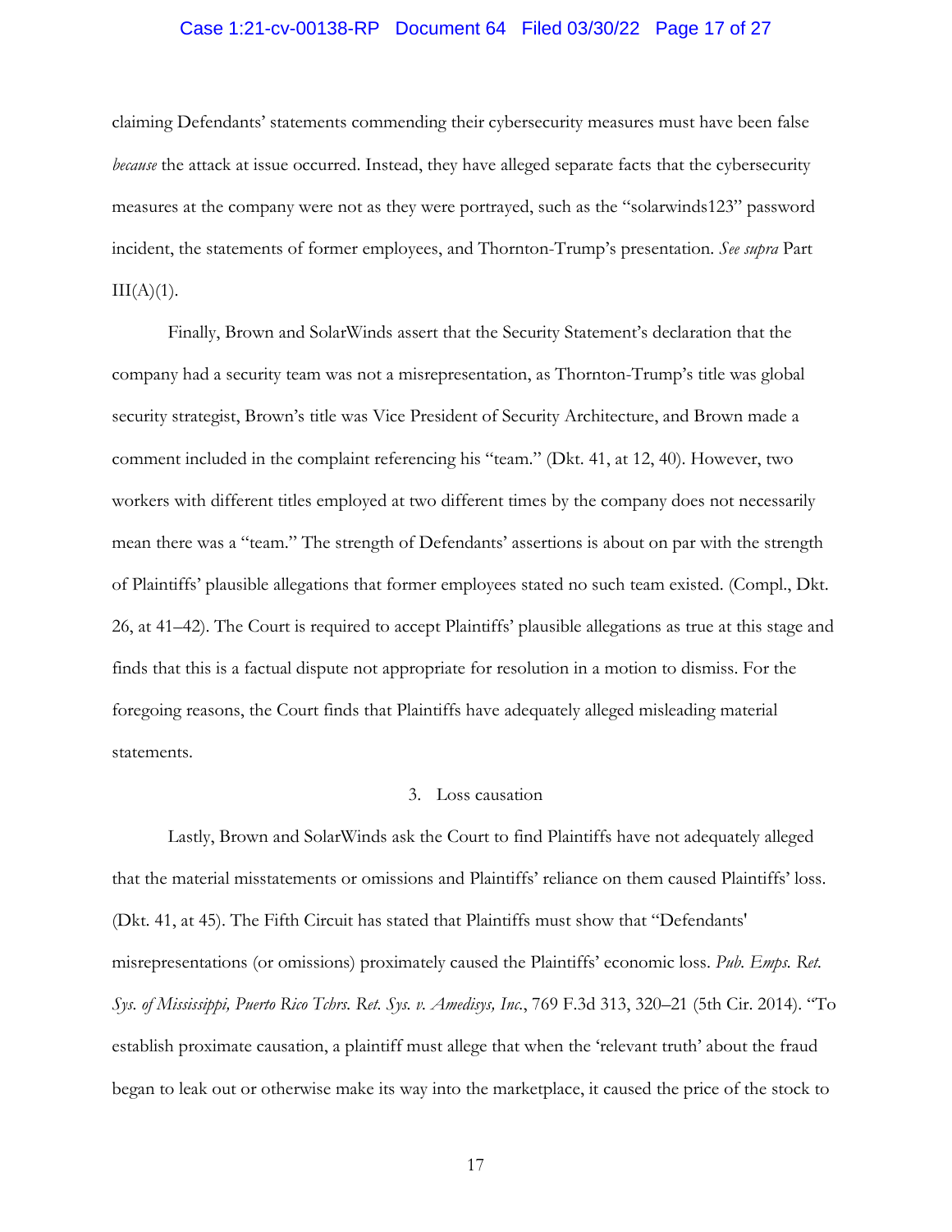claiming Defendants' statements commending their cybersecurity measures must have been false *because* the attack at issue occurred. Instead, they have alleged separate facts that the cybersecurity measures at the company were not as they were portrayed, such as the "solarwinds123" password incident, the statements of former employees, and Thornton-Trump's presentation. *See supra* Part III(A)(1).

Finally, Brown and SolarWinds assert that the Security Statement's declaration that the company had a security team was not a misrepresentation, as Thornton-Trump's title was global security strategist, Brown's title was Vice President of Security Architecture, and Brown made a comment included in the complaint referencing his "team." (Dkt. 41, at 12, 40). However, two workers with different titles employed at two different times by the company does not necessarily mean there was a "team." The strength of Defendants' assertions is about on par with the strength of Plaintiffs' plausible allegations that former employees stated no such team existed. (Compl., Dkt. 26, at 41–42). The Court is required to accept Plaintiffs' plausible allegations as true at this stage and finds that this is a factual dispute not appropriate for resolution in a motion to dismiss. For the foregoing reasons, the Court finds that Plaintiffs have adequately alleged misleading material statements.

### 3. Loss causation

Lastly, Brown and SolarWinds ask the Court to find Plaintiffs have not adequately alleged that the material misstatements or omissions and Plaintiffs' reliance on them caused Plaintiffs' loss. (Dkt. 41, at 45). The Fifth Circuit has stated that Plaintiffs must show that "Defendants' misrepresentations (or omissions) proximately caused the Plaintiffs' economic loss. *Pub. Emps. Ret. Sys. of Mississippi, Puerto Rico Tchrs. Ret. Sys. v. Amedisys, Inc.*, 769 F.3d 313, 320–21 (5th Cir. 2014). "To establish proximate causation, a plaintiff must allege that when the 'relevant truth' about the fraud began to leak out or otherwise make its way into the marketplace, it caused the price of the stock to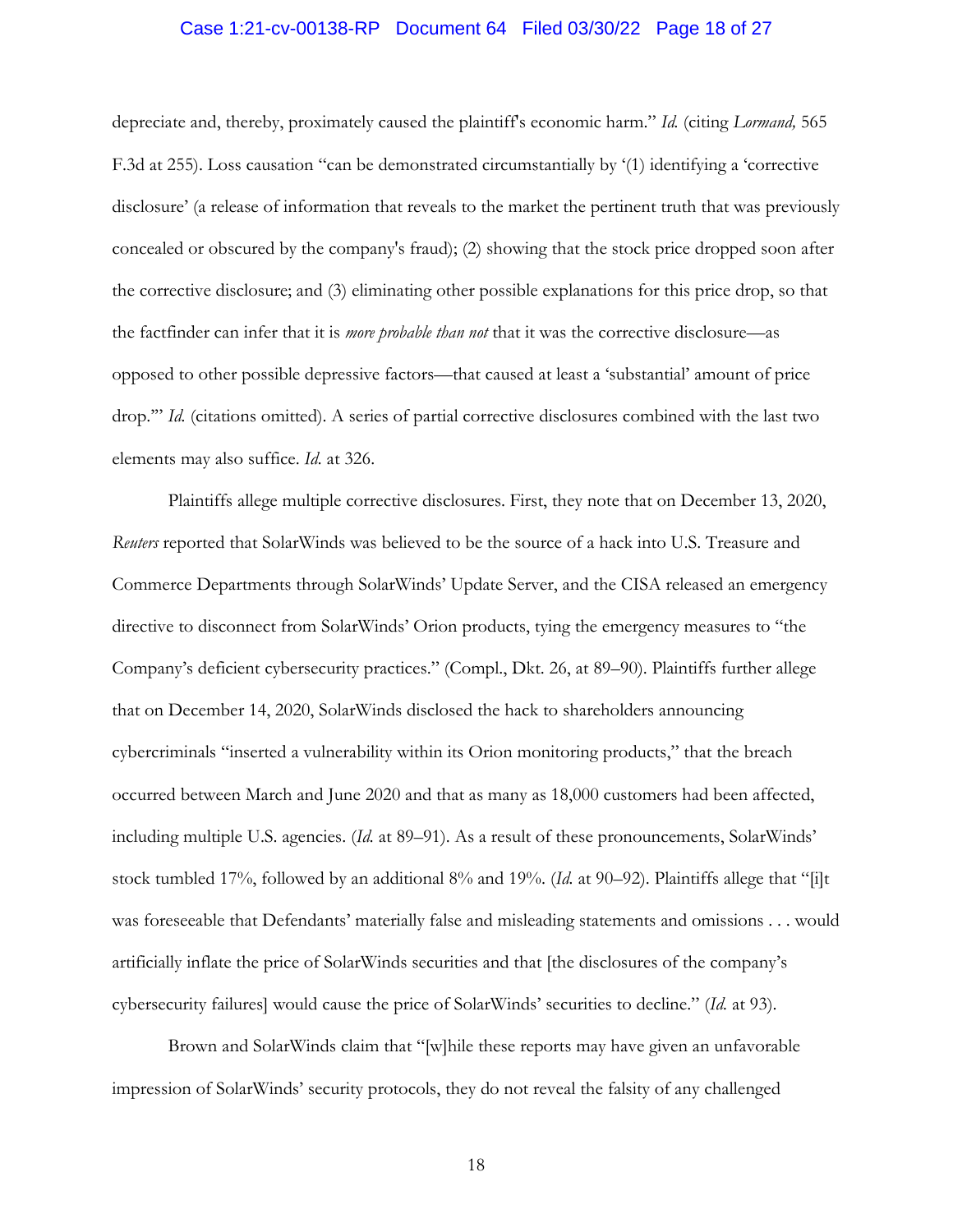depreciate and, thereby, proximately caused the plaintiff's economic harm." *Id.* (citing *Lormand,* 565 F.3d at 255). Loss causation "can be demonstrated circumstantially by '(1) identifying a 'corrective disclosure' (a release of information that reveals to the market the pertinent truth that was previously concealed or obscured by the company's fraud); (2) showing that the stock price dropped soon after the corrective disclosure; and (3) eliminating other possible explanations for this price drop, so that the factfinder can infer that it is *more probable than not* that it was the corrective disclosure—as opposed to other possible depressive factors—that caused at least a 'substantial' amount of price drop.'" *Id.* (citations omitted). A series of partial corrective disclosures combined with the last two elements may also suffice. *Id.* at 326.

Plaintiffs allege multiple corrective disclosures. First, they note that on December 13, 2020, *Reuters* reported that SolarWinds was believed to be the source of a hack into U.S. Treasure and Commerce Departments through SolarWinds' Update Server, and the CISA released an emergency directive to disconnect from SolarWinds' Orion products, tying the emergency measures to "the Company's deficient cybersecurity practices." (Compl., Dkt. 26, at 89–90). Plaintiffs further allege that on December 14, 2020, SolarWinds disclosed the hack to shareholders announcing cybercriminals "inserted a vulnerability within its Orion monitoring products," that the breach occurred between March and June 2020 and that as many as 18,000 customers had been affected, including multiple U.S. agencies. (*Id.* at 89–91). As a result of these pronouncements, SolarWinds' stock tumbled 17%, followed by an additional 8% and 19%. (*Id.* at 90–92). Plaintiffs allege that "[i]t was foreseeable that Defendants' materially false and misleading statements and omissions . . . would artificially inflate the price of SolarWinds securities and that [the disclosures of the company's cybersecurity failures] would cause the price of SolarWinds' securities to decline." (*Id.* at 93).

Brown and SolarWinds claim that "[w]hile these reports may have given an unfavorable impression of SolarWinds' security protocols, they do not reveal the falsity of any challenged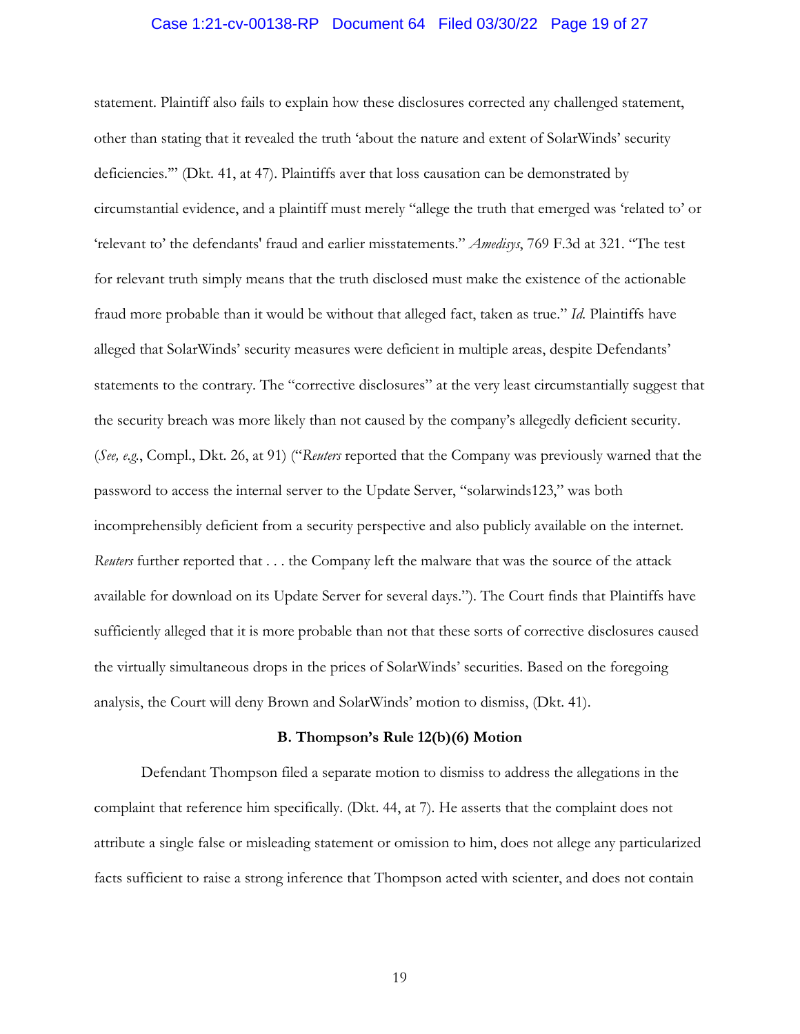statement. Plaintiff also fails to explain how these disclosures corrected any challenged statement, other than stating that it revealed the truth 'about the nature and extent of SolarWinds' security deficiencies.'" (Dkt. 41, at 47). Plaintiffs aver that loss causation can be demonstrated by circumstantial evidence, and a plaintiff must merely "allege the truth that emerged was 'related to' or 'relevant to' the defendants' fraud and earlier misstatements." *Amedisys*, 769 F.3d at 321. "The test for relevant truth simply means that the truth disclosed must make the existence of the actionable fraud more probable than it would be without that alleged fact, taken as true." *Id.* Plaintiffs have alleged that SolarWinds' security measures were deficient in multiple areas, despite Defendants' statements to the contrary. The "corrective disclosures" at the very least circumstantially suggest that the security breach was more likely than not caused by the company's allegedly deficient security. (*See, e.g.*, Compl., Dkt. 26, at 91) ("*Reuters* reported that the Company was previously warned that the password to access the internal server to the Update Server, "solarwinds123," was both incomprehensibly deficient from a security perspective and also publicly available on the internet. *Reuters* further reported that . . . the Company left the malware that was the source of the attack available for download on its Update Server for several days."). The Court finds that Plaintiffs have sufficiently alleged that it is more probable than not that these sorts of corrective disclosures caused the virtually simultaneous drops in the prices of SolarWinds' securities. Based on the foregoing analysis, the Court will deny Brown and SolarWinds' motion to dismiss, (Dkt. 41).

### B. Thompson's Rule 12(b)(6) Motion

Defendant Thompson filed a separate motion to dismiss to address the allegations in the complaint that reference him specifically. (Dkt. 44, at 7). He asserts that the complaint does not attribute a single false or misleading statement or omission to him, does not allege any particularized facts sufficient to raise a strong inference that Thompson acted with scienter, and does not contain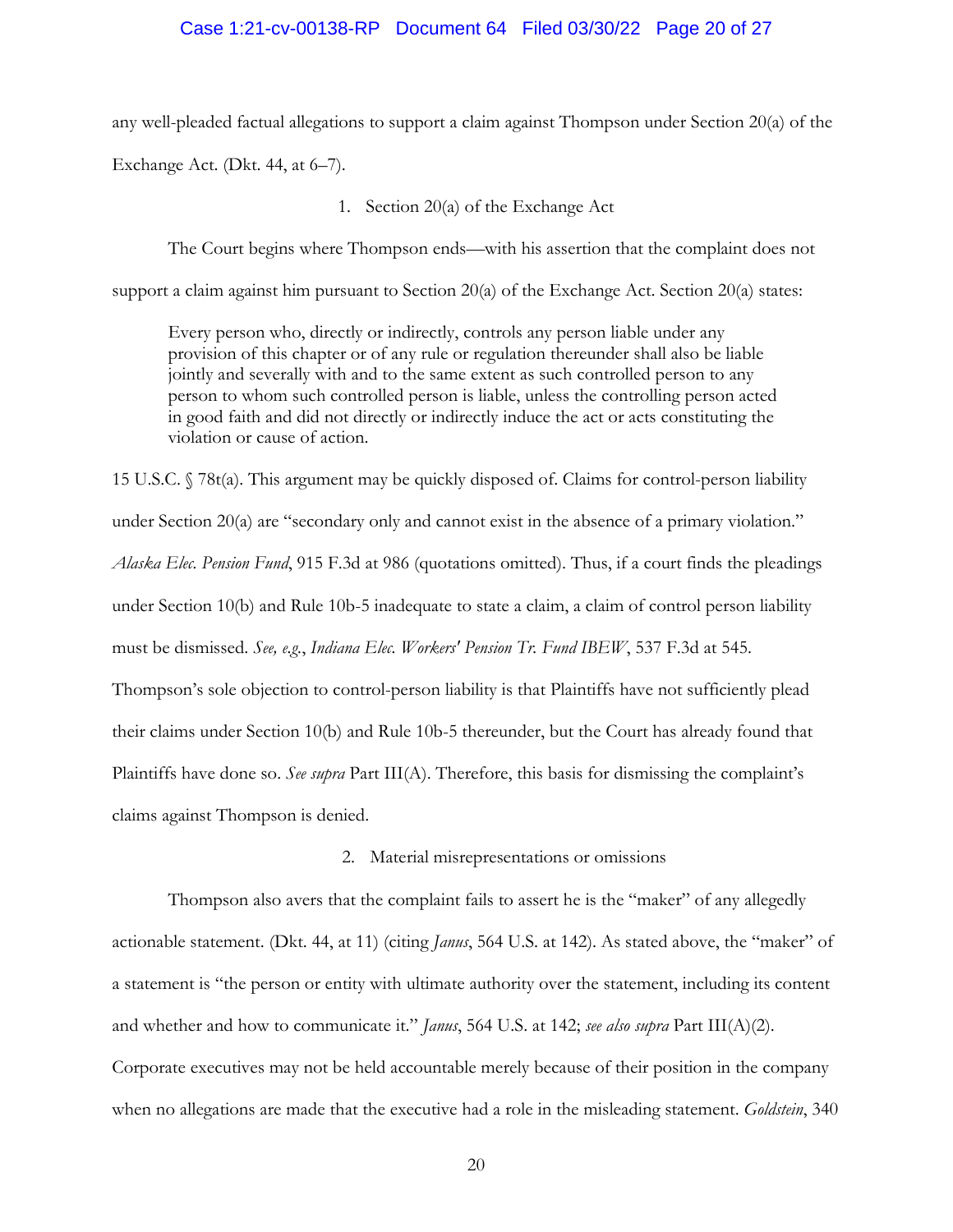any well-pleaded factual allegations to support a claim against Thompson under Section 20(a) of the Exchange Act. (Dkt. 44, at 6–7).

1. Section 20(a) of the Exchange Act

The Court begins where Thompson ends—with his assertion that the complaint does not support a claim against him pursuant to Section 20(a) of the Exchange Act. Section 20(a) states:

> Every person who, directly or indirectly, controls any person liable under any provision of this chapter or of any rule or regulation thereunder shall also be liable jointly and severally with and to the same extent as such controlled person to any person to whom such controlled person is liable, unless the controlling person acted in good faith and did not directly or indirectly induce the act or acts constituting the violation or cause of action.

15 U.S.C. § 78t(a). This argument may be quickly disposed of. Claims for control-person liability under Section 20(a) are "secondary only and cannot exist in the absence of a primary violation." *Alaska Elec. Pension Fund*, 915 F.3d at 986 (quotations omitted). Thus, if a court finds the pleadings under Section 10(b) and Rule 10b-5 inadequate to state a claim, a claim of control person liability must be dismissed. *See, e.g.*, *Indiana Elec. Workers' Pension Tr. Fund IBEW*, 537 F.3d at 545. Thompson's sole objection to control-person liability is that Plaintiffs have not sufficiently plead their claims under Section 10(b) and Rule 10b-5 thereunder, but the Court has already found that Plaintiffs have done so. *See supra* Part III(A). Therefore, this basis for dismissing the complaint's claims against Thompson is denied.

2. Material misrepresentations or omissions

Thompson also avers that the complaint fails to assert he is the "maker" of any allegedly actionable statement. (Dkt. 44, at 11) (citing *Janus*, 564 U.S. at 142). As stated above, the "maker" of a statement is "the person or entity with ultimate authority over the statement, including its content and whether and how to communicate it." *Janus*, 564 U.S. at 142; *see also supra* Part III(A)(2). Corporate executives may not be held accountable merely because of their position in the company when no allegations are made that the executive had a role in the misleading statement. *Goldstein*, 340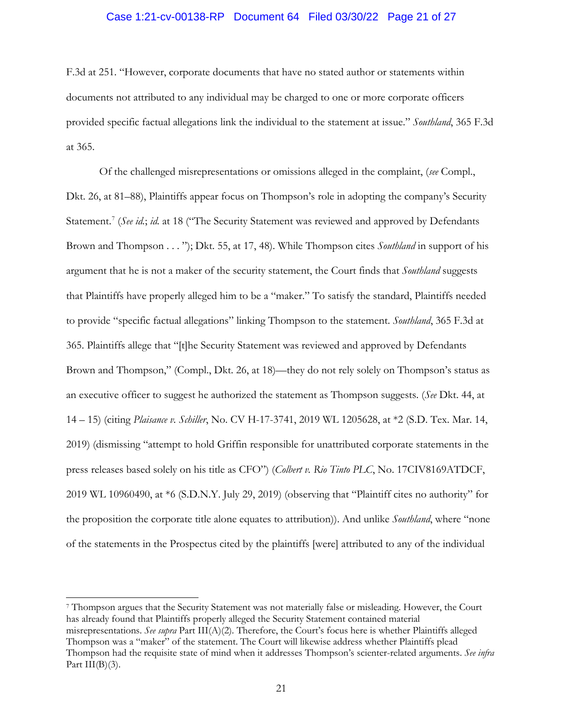F.3d at 251. "However, corporate documents that have no stated author or statements within documents not attributed to any individual may be charged to one or more corporate officers provided specific factual allegations link the individual to the statement at issue." *Southland*, 365 F.3d at 365.

Of the challenged misrepresentations or omissions alleged in the complaint, (*see* Compl., Dkt. 26, at 81–88), Plaintiffs appear focus on Thompson's role in adopting the company's Security Statement.[7] (*See id.*; *id.* at 18 ("The Security Statement was reviewed and approved by Defendants Brown and Thompson . . . "); Dkt. 55, at 17, 48). While Thompson cites *Southland* in support of his argument that he is not a maker of the security statement, the Court finds that *Southland* suggests that Plaintiffs have properly alleged him to be a "maker." To satisfy the standard, Plaintiffs needed to provide "specific factual allegations" linking Thompson to the statement. *Southland*, 365 F.3d at 365. Plaintiffs allege that "[t]he Security Statement was reviewed and approved by Defendants Brown and Thompson," (Compl., Dkt. 26, at 18)—they do not rely solely on Thompson's status as an executive officer to suggest he authorized the statement as Thompson suggests. (*See* Dkt. 44, at 14 – 15) (citing *Plaisance v. Schiller*, No. CV H-17-3741, 2019 WL 1205628, at *2 (S.D. Tex. Mar. 14, 2019) (dismissing "attempt to hold Griffin responsible for unattributed corporate statements in the press releases based solely on his title as CFO") (*Colbert v. Rio Tinto PLC*, No. 17CIV8169ATDCF, 2019 WL 10960490, at *6 (S.D.N.Y. July 29, 2019) (observing that "Plaintiff cites no authority" for the proposition the corporate title alone equates to attribution)). And unlike *Southland*, where "none of the statements in the Prospectus cited by the plaintiffs [were] attributed to any of the individual

---

[7] Thompson argues that the Security Statement was not materially false or misleading. However, the Court has already found that Plaintiffs properly alleged the Security Statement contained material misrepresentations. *See supra* Part III(A)(2). Therefore, the Court's focus here is whether Plaintiffs alleged Thompson was a "maker" of the statement. The Court will likewise address whether Plaintiffs plead Thompson had the requisite state of mind when it addresses Thompson's scienter-related arguments. *See infra* Part III(B)(3).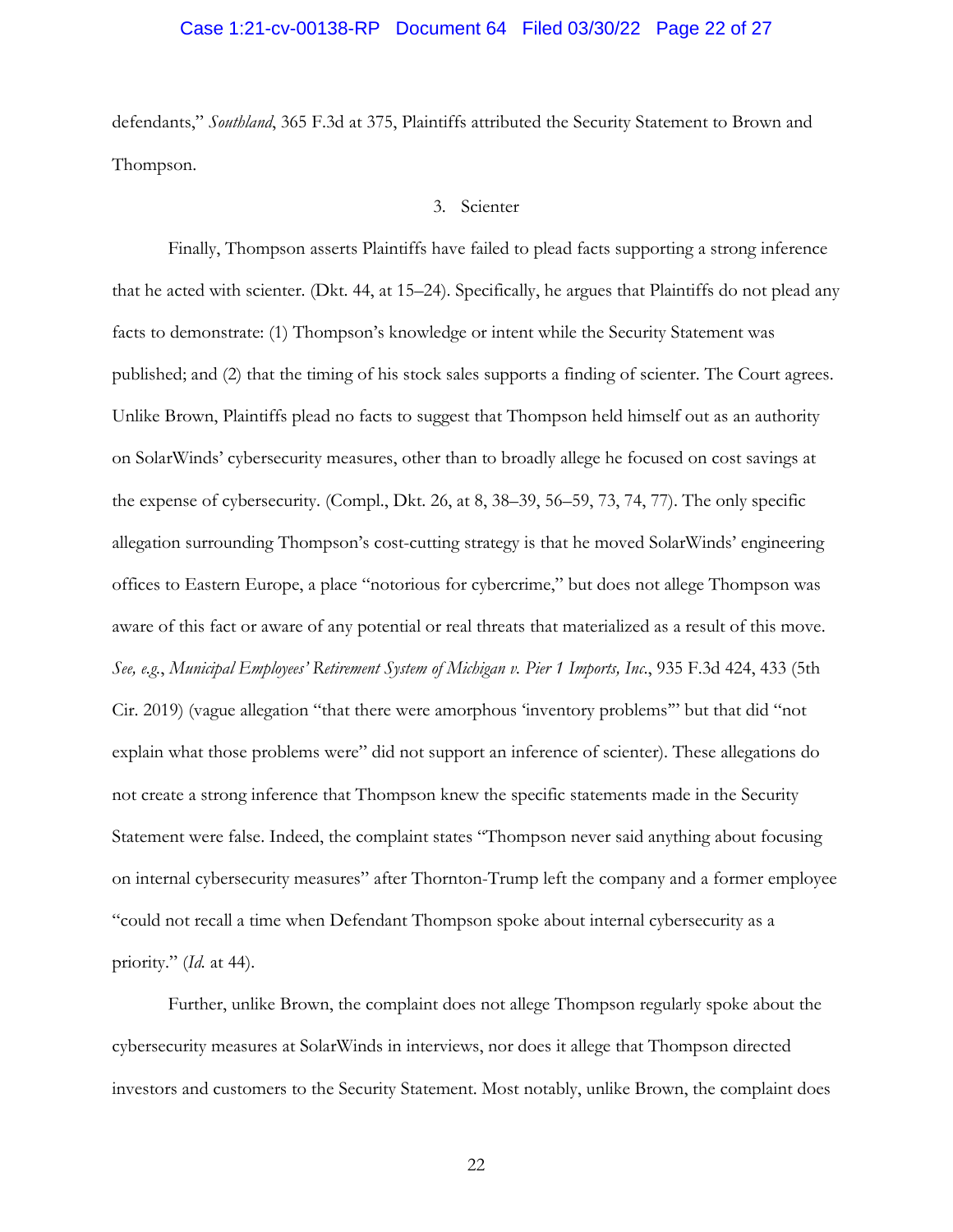defendants," *Southland*, 365 F.3d at 375, Plaintiffs attributed the Security Statement to Brown and Thompson.

### 3. Scienter

Finally, Thompson asserts Plaintiffs have failed to plead facts supporting a strong inference that he acted with scienter. (Dkt. 44, at 15–24). Specifically, he argues that Plaintiffs do not plead any facts to demonstrate: (1) Thompson's knowledge or intent while the Security Statement was published; and (2) that the timing of his stock sales supports a finding of scienter. The Court agrees. Unlike Brown, Plaintiffs plead no facts to suggest that Thompson held himself out as an authority on SolarWinds' cybersecurity measures, other than to broadly allege he focused on cost savings at the expense of cybersecurity. (Compl., Dkt. 26, at 8, 38–39, 56–59, 73, 74, 77). The only specific allegation surrounding Thompson's cost-cutting strategy is that he moved SolarWinds' engineering offices to Eastern Europe, a place "notorious for cybercrime," but does not allege Thompson was aware of this fact or aware of any potential or real threats that materialized as a result of this move. *See, e.g.*, *Municipal Employees' Retirement System of Michigan v. Pier 1 Imports, Inc.*, 935 F.3d 424, 433 (5th Cir. 2019) (vague allegation "that there were amorphous 'inventory problems'" but that did "not explain what those problems were" did not support an inference of scienter). These allegations do not create a strong inference that Thompson knew the specific statements made in the Security Statement were false. Indeed, the complaint states "Thompson never said anything about focusing on internal cybersecurity measures" after Thornton-Trump left the company and a former employee "could not recall a time when Defendant Thompson spoke about internal cybersecurity as a priority." (*Id.* at 44).

Further, unlike Brown, the complaint does not allege Thompson regularly spoke about the cybersecurity measures at SolarWinds in interviews, nor does it allege that Thompson directed investors and customers to the Security Statement. Most notably, unlike Brown, the complaint does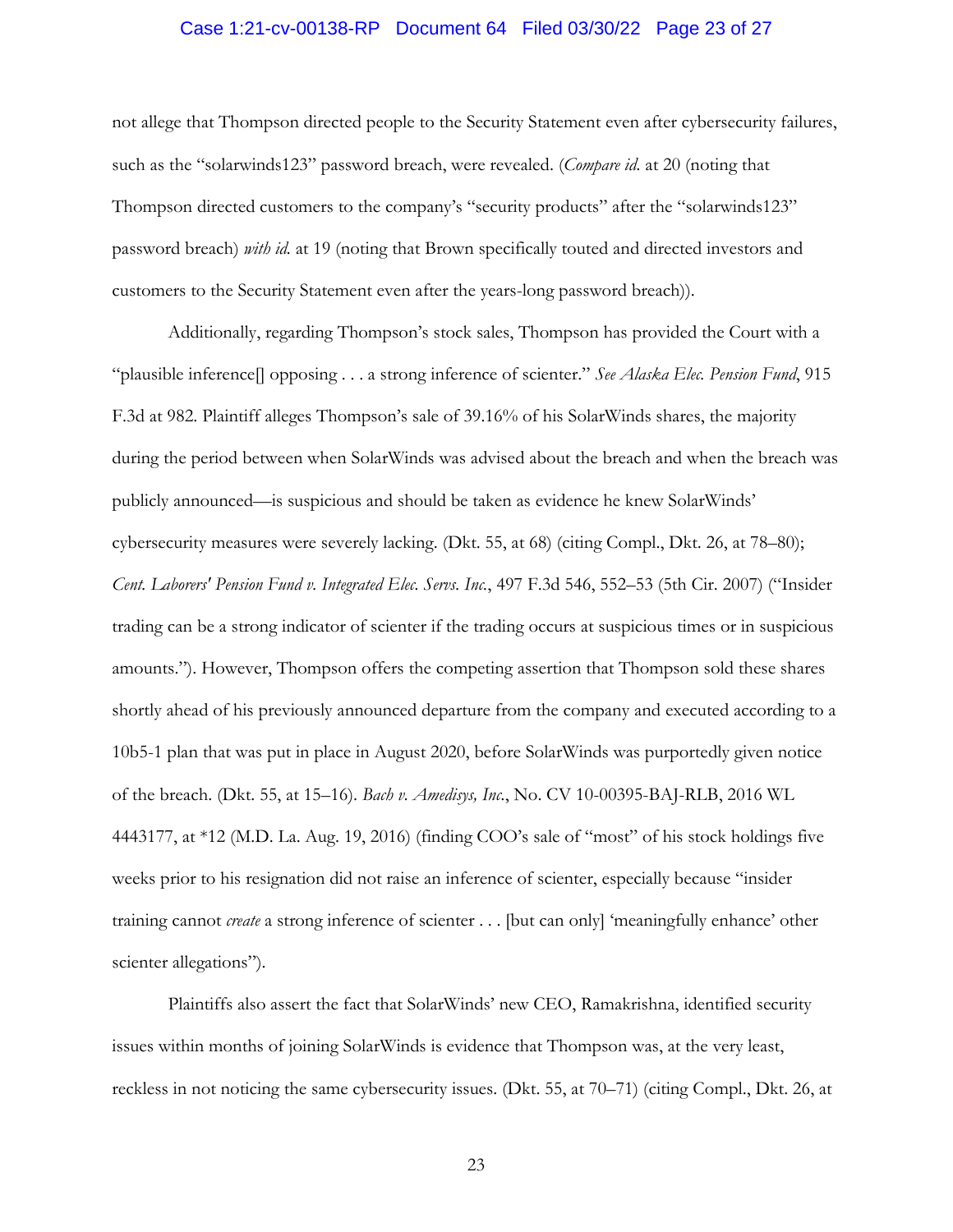not allege that Thompson directed people to the Security Statement even after cybersecurity failures, such as the "solarwinds123" password breach, were revealed. (*Compare id.* at 20 (noting that Thompson directed customers to the company's "security products" after the "solarwinds123" password breach) *with id.* at 19 (noting that Brown specifically touted and directed investors and customers to the Security Statement even after the years-long password breach)).

Additionally, regarding Thompson's stock sales, Thompson has provided the Court with a "plausible inference[] opposing . . . a strong inference of scienter." *See Alaska Elec. Pension Fund*, 915 F.3d at 982. Plaintiff alleges Thompson's sale of 39.16% of his SolarWinds shares, the majority during the period between when SolarWinds was advised about the breach and when the breach was publicly announced—is suspicious and should be taken as evidence he knew SolarWinds' cybersecurity measures were severely lacking. (Dkt. 55, at 68) (citing Compl., Dkt. 26, at 78–80); *Cent. Laborers' Pension Fund v. Integrated Elec. Servs. Inc.*, 497 F.3d 546, 552–53 (5th Cir. 2007) ("Insider trading can be a strong indicator of scienter if the trading occurs at suspicious times or in suspicious amounts."). However, Thompson offers the competing assertion that Thompson sold these shares shortly ahead of his previously announced departure from the company and executed according to a 10b5-1 plan that was put in place in August 2020, before SolarWinds was purportedly given notice of the breach. (Dkt. 55, at 15–16). *Bach v. Amedisys, Inc.*, No. CV 10-00395-BAJ-RLB, 2016 WL 4443177, at *12 (M.D. La. Aug. 19, 2016) (finding COO's sale of "most" of his stock holdings five weeks prior to his resignation did not raise an inference of scienter, especially because "insider training cannot *create* a strong inference of scienter . . . [but can only] 'meaningfully enhance' other scienter allegations").

Plaintiffs also assert the fact that SolarWinds' new CEO, Ramakrishna, identified security issues within months of joining SolarWinds is evidence that Thompson was, at the very least, reckless in not noticing the same cybersecurity issues. (Dkt. 55, at 70–71) (citing Compl., Dkt. 26, at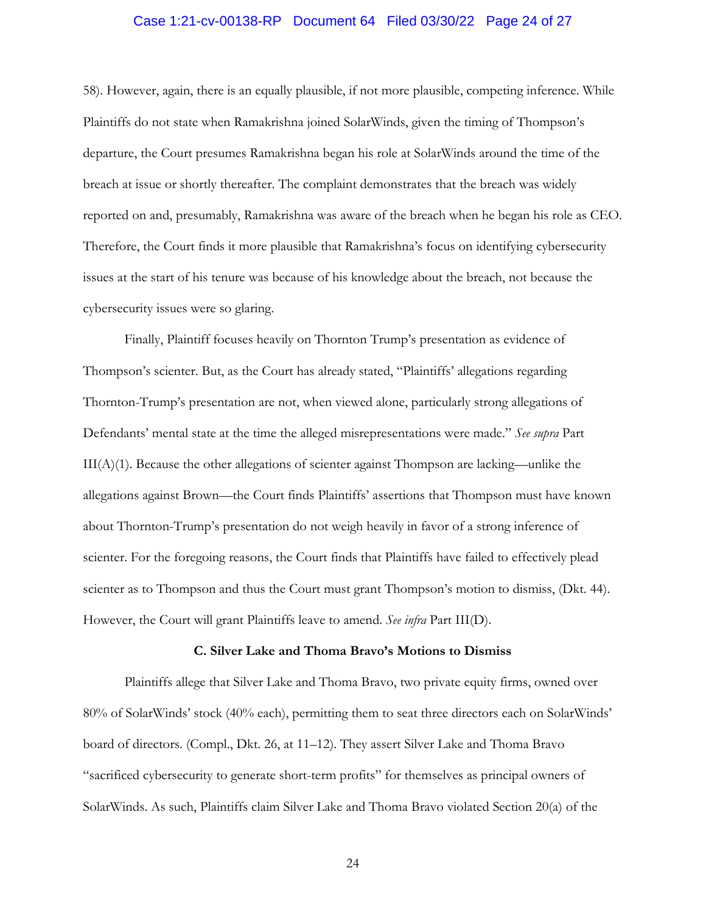58). However, again, there is an equally plausible, if not more plausible, competing inference. While Plaintiffs do not state when Ramakrishna joined SolarWinds, given the timing of Thompson's departure, the Court presumes Ramakrishna began his role at SolarWinds around the time of the breach at issue or shortly thereafter. The complaint demonstrates that the breach was widely reported on and, presumably, Ramakrishna was aware of the breach when he began his role as CEO. Therefore, the Court finds it more plausible that Ramakrishna's focus on identifying cybersecurity issues at the start of his tenure was because of his knowledge about the breach, not because the cybersecurity issues were so glaring.

Finally, Plaintiff focuses heavily on Thornton Trump's presentation as evidence of Thompson's scienter. But, as the Court has already stated, "Plaintiffs' allegations regarding Thornton-Trump's presentation are not, when viewed alone, particularly strong allegations of Defendants' mental state at the time the alleged misrepresentations were made." *See supra* Part III(A)(1). Because the other allegations of scienter against Thompson are lacking—unlike the allegations against Brown—the Court finds Plaintiffs' assertions that Thompson must have known about Thornton-Trump's presentation do not weigh heavily in favor of a strong inference of scienter. For the foregoing reasons, the Court finds that Plaintiffs have failed to effectively plead scienter as to Thompson and thus the Court must grant Thompson's motion to dismiss, (Dkt. 44). However, the Court will grant Plaintiffs leave to amend. *See infra* Part III(D).

### C. Silver Lake and Thoma Bravo's Motions to Dismiss

Plaintiffs allege that Silver Lake and Thoma Bravo, two private equity firms, owned over 80% of SolarWinds' stock (40% each), permitting them to seat three directors each on SolarWinds' board of directors. (Compl., Dkt. 26, at 11–12). They assert Silver Lake and Thoma Bravo "sacrificed cybersecurity to generate short-term profits" for themselves as principal owners of SolarWinds. As such, Plaintiffs claim Silver Lake and Thoma Bravo violated Section 20(a) of the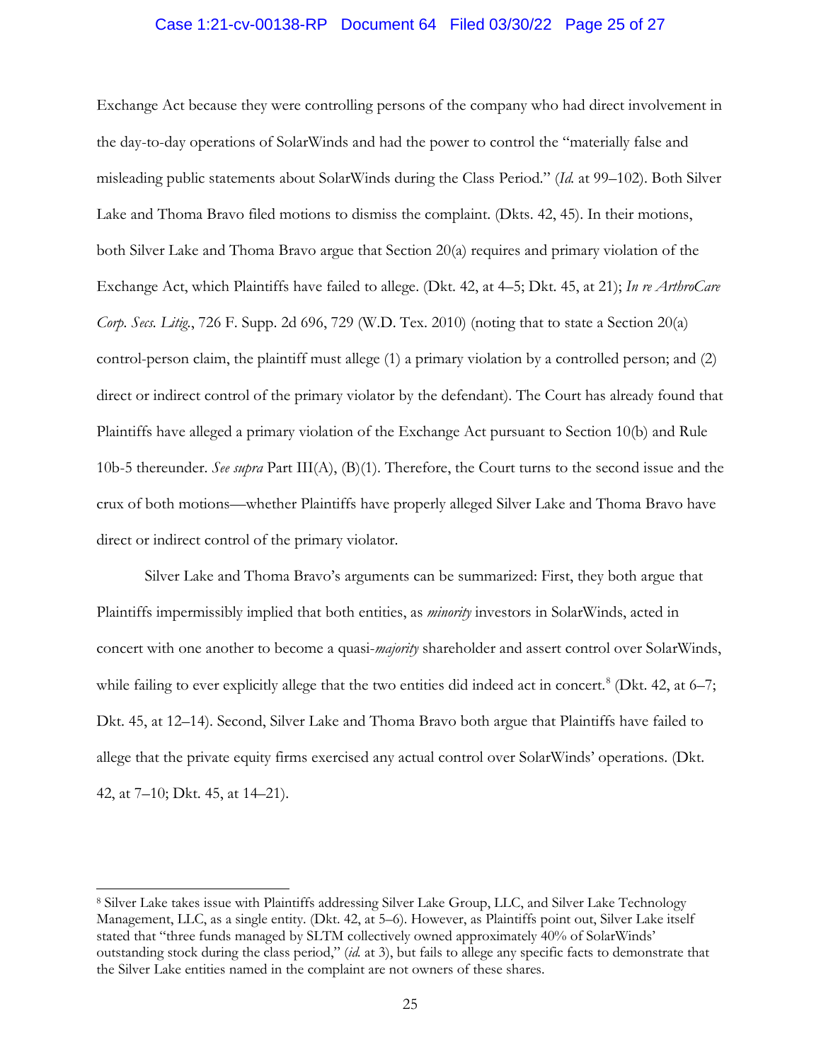Exchange Act because they were controlling persons of the company who had direct involvement in the day-to-day operations of SolarWinds and had the power to control the "materially false and misleading public statements about SolarWinds during the Class Period." (*Id.* at 99–102). Both Silver Lake and Thoma Bravo filed motions to dismiss the complaint. (Dkts. 42, 45). In their motions, both Silver Lake and Thoma Bravo argue that Section 20(a) requires and primary violation of the Exchange Act, which Plaintiffs have failed to allege. (Dkt. 42, at 4–5; Dkt. 45, at 21); *In re ArthroCare Corp. Secs. Litig.*, 726 F. Supp. 2d 696, 729 (W.D. Tex. 2010) (noting that to state a Section 20(a) control-person claim, the plaintiff must allege (1) a primary violation by a controlled person; and (2) direct or indirect control of the primary violator by the defendant). The Court has already found that Plaintiffs have alleged a primary violation of the Exchange Act pursuant to Section 10(b) and Rule 10b-5 thereunder. *See supra* Part III(A), (B)(1). Therefore, the Court turns to the second issue and the crux of both motions—whether Plaintiffs have properly alleged Silver Lake and Thoma Bravo have direct or indirect control of the primary violator.

Silver Lake and Thoma Bravo's arguments can be summarized: First, they both argue that Plaintiffs impermissibly implied that both entities, as *minority* investors in SolarWinds, acted in concert with one another to become a quasi-*majority* shareholder and assert control over SolarWinds, while failing to ever explicitly allege that the two entities did indeed act in concert.[8] (Dkt. 42, at 6–7; Dkt. 45, at 12–14). Second, Silver Lake and Thoma Bravo both argue that Plaintiffs have failed to allege that the private equity firms exercised any actual control over SolarWinds' operations. (Dkt. 42, at 7–10; Dkt. 45, at 14–21).

---

[8] Silver Lake takes issue with Plaintiffs addressing Silver Lake Group, LLC, and Silver Lake Technology Management, LLC, as a single entity. (Dkt. 42, at 5–6). However, as Plaintiffs point out, Silver Lake itself stated that "three funds managed by SLTM collectively owned approximately 40% of SolarWinds' outstanding stock during the class period," (*id.* at 3), but fails to allege any specific facts to demonstrate that the Silver Lake entities named in the complaint are not owners of these shares.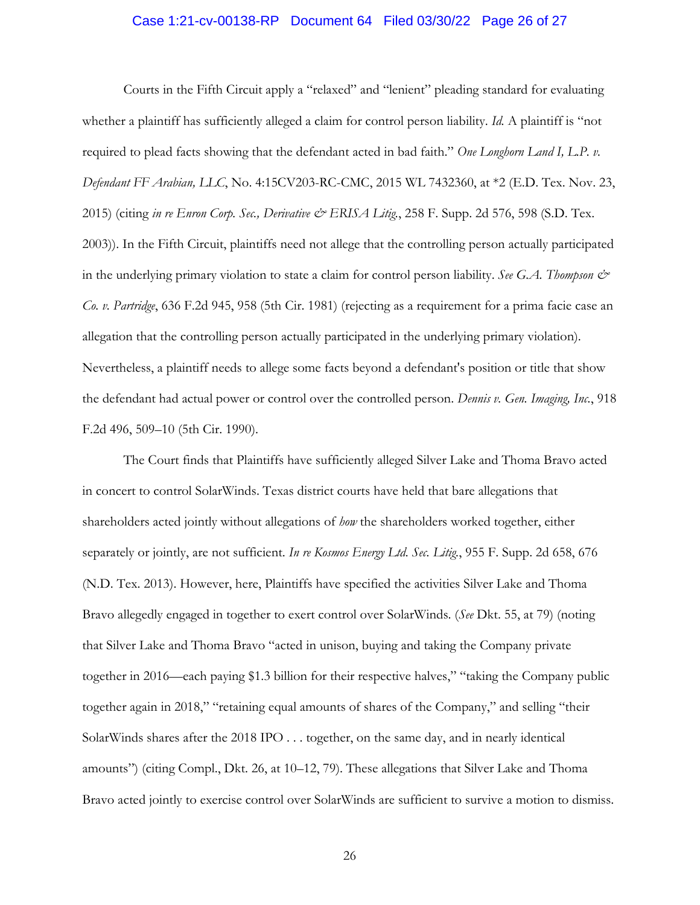Courts in the Fifth Circuit apply a "relaxed" and "lenient" pleading standard for evaluating whether a plaintiff has sufficiently alleged a claim for control person liability. *Id.* A plaintiff is "not required to plead facts showing that the defendant acted in bad faith." *One Longhorn Land I, L.P. v. Defendant FF Arabian, LLC*, No. 4:15CV203-RC-CMC, 2015 WL 7432360, at *2 (E.D. Tex. Nov. 23, 2015) (citing *in re Enron Corp. Sec., Derivative & ERISA Litig.*, 258 F. Supp. 2d 576, 598 (S.D. Tex. 2003)). In the Fifth Circuit, plaintiffs need not allege that the controlling person actually participated in the underlying primary violation to state a claim for control person liability. *See G.A. Thompson & Co. v. Partridge*, 636 F.2d 945, 958 (5th Cir. 1981) (rejecting as a requirement for a prima facie case an allegation that the controlling person actually participated in the underlying primary violation). Nevertheless, a plaintiff needs to allege some facts beyond a defendant's position or title that show the defendant had actual power or control over the controlled person. *Dennis v. Gen. Imaging, Inc.*, 918 F.2d 496, 509–10 (5th Cir. 1990).

The Court finds that Plaintiffs have sufficiently alleged Silver Lake and Thoma Bravo acted in concert to control SolarWinds. Texas district courts have held that bare allegations that shareholders acted jointly without allegations of *how* the shareholders worked together, either separately or jointly, are not sufficient. *In re Kosmos Energy Ltd. Sec. Litig.*, 955 F. Supp. 2d 658, 676 (N.D. Tex. 2013). However, here, Plaintiffs have specified the activities Silver Lake and Thoma Bravo allegedly engaged in together to exert control over SolarWinds. (*See* Dkt. 55, at 79) (noting that Silver Lake and Thoma Bravo "acted in unison, buying and taking the Company private together in 2016—each paying $1.3 billion for their respective halves," "taking the Company public together again in 2018," "retaining equal amounts of shares of the Company," and selling "their SolarWinds shares after the 2018 IPO . . . together, on the same day, and in nearly identical amounts") (citing Compl., Dkt. 26, at 10–12, 79). These allegations that Silver Lake and Thoma Bravo acted jointly to exercise control over SolarWinds are sufficient to survive a motion to dismiss.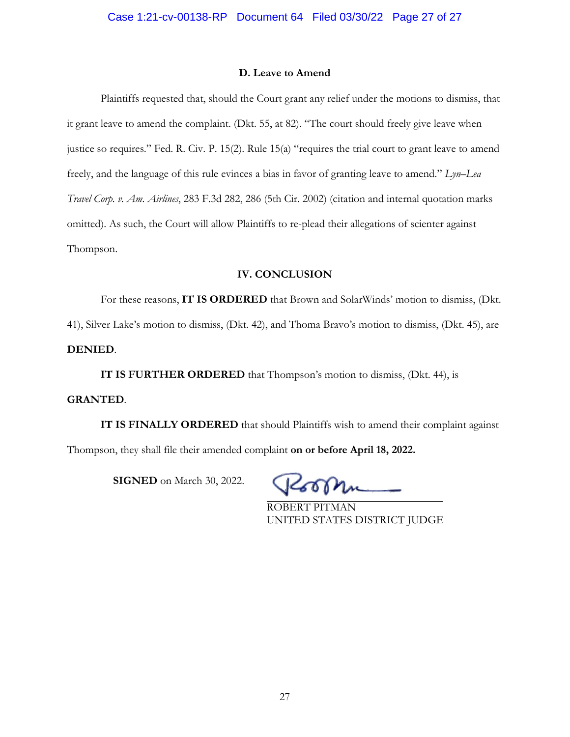### D. Leave to Amend

Plaintiffs requested that, should the Court grant any relief under the motions to dismiss, that it grant leave to amend the complaint. (Dkt. 55, at 82). "The court should freely give leave when justice so requires." Fed. R. Civ. P. 15(2). Rule 15(a) "requires the trial court to grant leave to amend freely, and the language of this rule evinces a bias in favor of granting leave to amend." *Lyn–Lea Travel Corp. v. Am. Airlines*, 283 F.3d 282, 286 (5th Cir. 2002) (citation and internal quotation marks omitted). As such, the Court will allow Plaintiffs to re-plead their allegations of scienter against Thompson.

### IV. CONCLUSION

For these reasons, **IT IS ORDERED** that Brown and SolarWinds' motion to dismiss, (Dkt. 41), Silver Lake's motion to dismiss, (Dkt. 42), and Thoma Bravo's motion to dismiss, (Dkt. 45), are **DENIED**.

**IT IS FURTHER ORDERED** that Thompson's motion to dismiss, (Dkt. 44), is **GRANTED**.

**IT IS FINALLY ORDERED** that should Plaintiffs wish to amend their complaint against Thompson, they shall file their amended complaint **on or before April 18, 2022.**

**SIGNED** on March 30, 2022.

ROBERT PITMAN
UNITED STATES DISTRICT JUDGE